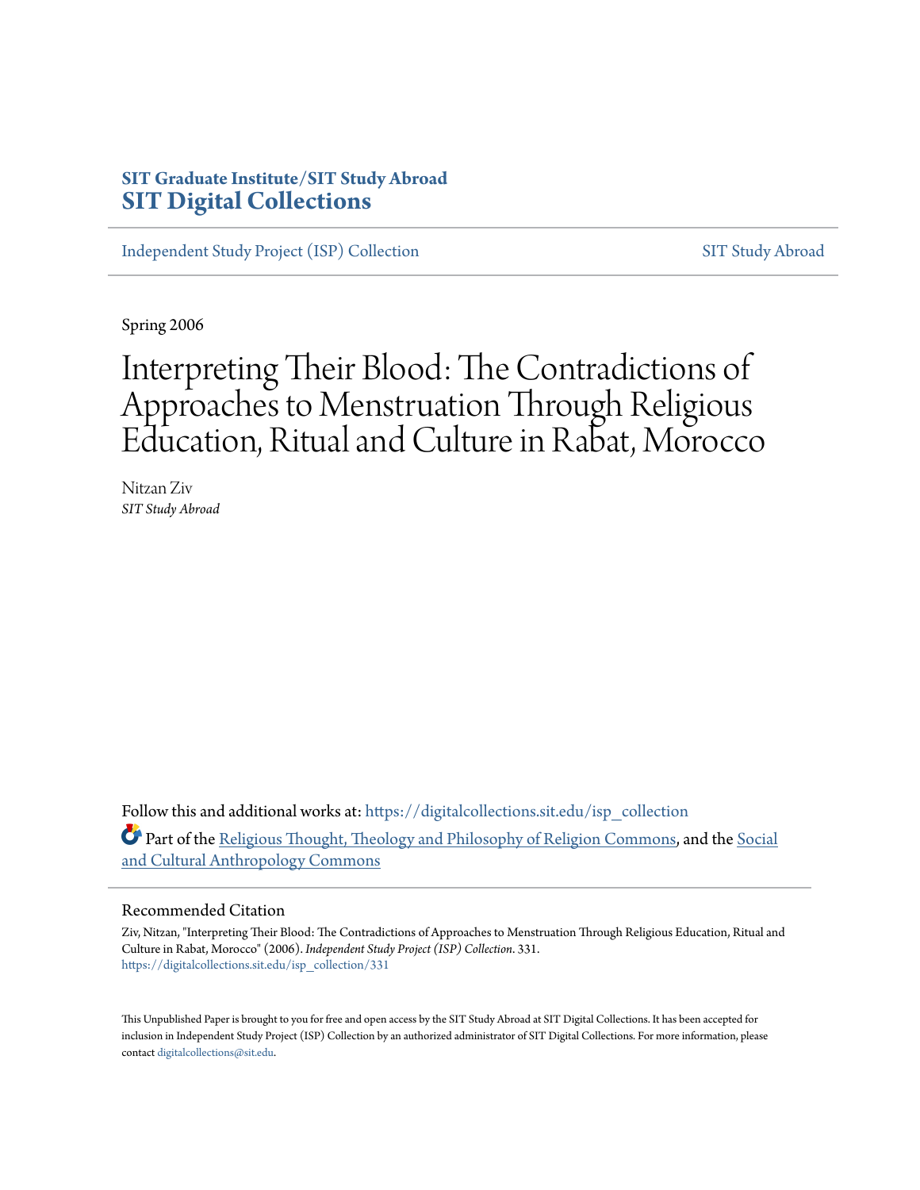**SIT Graduate Institute/SIT Study Abroad**
**SIT Digital Collections**

Independent Study Project (ISP) Collection | SIT Study Abroad

Spring 2006

# Interpreting Their Blood: The Contradictions of Approaches to Menstruation Through Religious Education, Ritual and Culture in Rabat, Morocco

Nitzan Ziv
*SIT Study Abroad*

Follow this and additional works at: https://digitalcollections.sit.edu/isp_collection

Part of the Religious Thought, Theology and Philosophy of Religion Commons, and the Social and Cultural Anthropology Commons

## Recommended Citation

Ziv, Nitzan, "Interpreting Their Blood: The Contradictions of Approaches to Menstruation Through Religious Education, Ritual and Culture in Rabat, Morocco" (2006). *Independent Study Project (ISP) Collection*. 331.
https://digitalcollections.sit.edu/isp_collection/331

This Unpublished Paper is brought to you for free and open access by the SIT Study Abroad at SIT Digital Collections. It has been accepted for inclusion in Independent Study Project (ISP) Collection by an authorized administrator of SIT Digital Collections. For more information, please contact digitalcollections@sit.edu.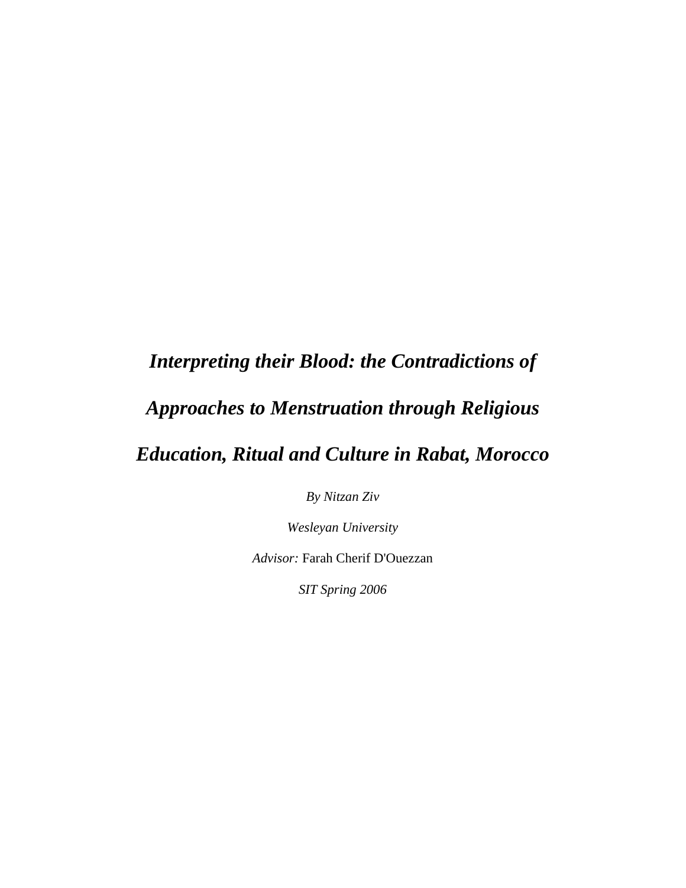# *Interpreting their Blood: the Contradictions of Approaches to Menstruation through Religious Education, Ritual and Culture in Rabat, Morocco*

*By Nitzan Ziv*

*Wesleyan University*

*Advisor:* Farah Cherif D'Ouezzan

*SIT Spring 2006*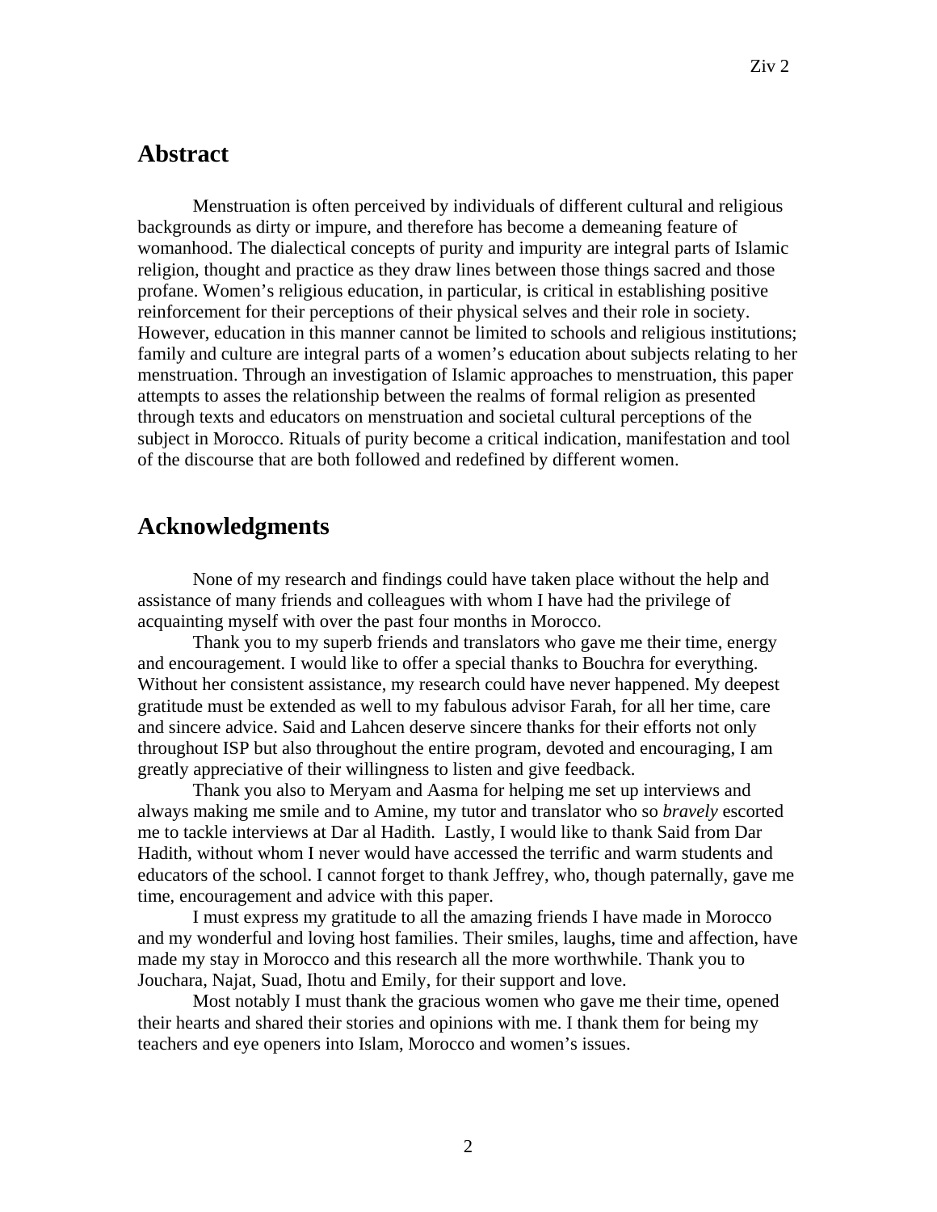## Abstract

Menstruation is often perceived by individuals of different cultural and religious backgrounds as dirty or impure, and therefore has become a demeaning feature of womanhood. The dialectical concepts of purity and impurity are integral parts of Islamic religion, thought and practice as they draw lines between those things sacred and those profane. Women's religious education, in particular, is critical in establishing positive reinforcement for their perceptions of their physical selves and their role in society. However, education in this manner cannot be limited to schools and religious institutions; family and culture are integral parts of a women's education about subjects relating to her menstruation. Through an investigation of Islamic approaches to menstruation, this paper attempts to asses the relationship between the realms of formal religion as presented through texts and educators on menstruation and societal cultural perceptions of the subject in Morocco. Rituals of purity become a critical indication, manifestation and tool of the discourse that are both followed and redefined by different women.

## Acknowledgments

None of my research and findings could have taken place without the help and assistance of many friends and colleagues with whom I have had the privilege of acquainting myself with over the past four months in Morocco.

Thank you to my superb friends and translators who gave me their time, energy and encouragement. I would like to offer a special thanks to Bouchra for everything. Without her consistent assistance, my research could have never happened. My deepest gratitude must be extended as well to my fabulous advisor Farah, for all her time, care and sincere advice. Said and Lahcen deserve sincere thanks for their efforts not only throughout ISP but also throughout the entire program, devoted and encouraging, I am greatly appreciative of their willingness to listen and give feedback.

Thank you also to Meryam and Aasma for helping me set up interviews and always making me smile and to Amine, my tutor and translator who so *bravely* escorted me to tackle interviews at Dar al Hadith. Lastly, I would like to thank Said from Dar Hadith, without whom I never would have accessed the terrific and warm students and educators of the school. I cannot forget to thank Jeffrey, who, though paternally, gave me time, encouragement and advice with this paper.

I must express my gratitude to all the amazing friends I have made in Morocco and my wonderful and loving host families. Their smiles, laughs, time and affection, have made my stay in Morocco and this research all the more worthwhile. Thank you to Jouchara, Najat, Suad, Ihotu and Emily, for their support and love.

Most notably I must thank the gracious women who gave me their time, opened their hearts and shared their stories and opinions with me. I thank them for being my teachers and eye openers into Islam, Morocco and women's issues.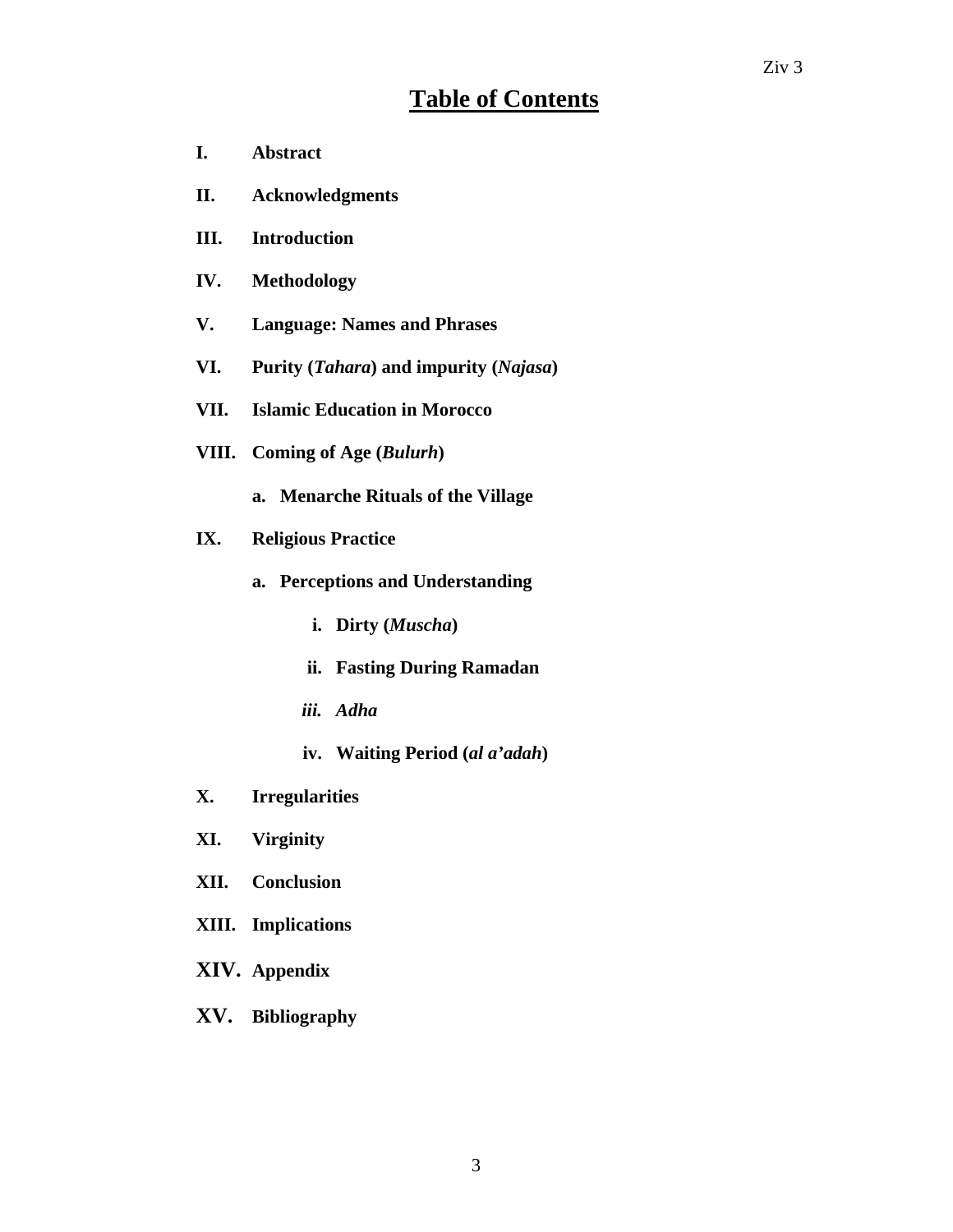# Table of Contents

- **I. Abstract**
- **II. Acknowledgments**
- **III. Introduction**
- **IV. Methodology**
- **V. Language: Names and Phrases**
- **VI. Purity (*Tahara*) and impurity (*Najasa*)**
- **VII. Islamic Education in Morocco**
- **VIII. Coming of Age (*Bulurh*)**
  - **a. Menarche Rituals of the Village**
- **IX. Religious Practice**
  - **a. Perceptions and Understanding**
    - **i. Dirty (*Muscha*)**
    - **ii. Fasting During Ramadan**
    - ***iii. Adha***
    - **iv. Waiting Period (*al a'adah*)**
- **X. Irregularities**
- **XI. Virginity**
- **XII. Conclusion**
- **XIII. Implications**
- **XIV. Appendix**
- **XV. Bibliography**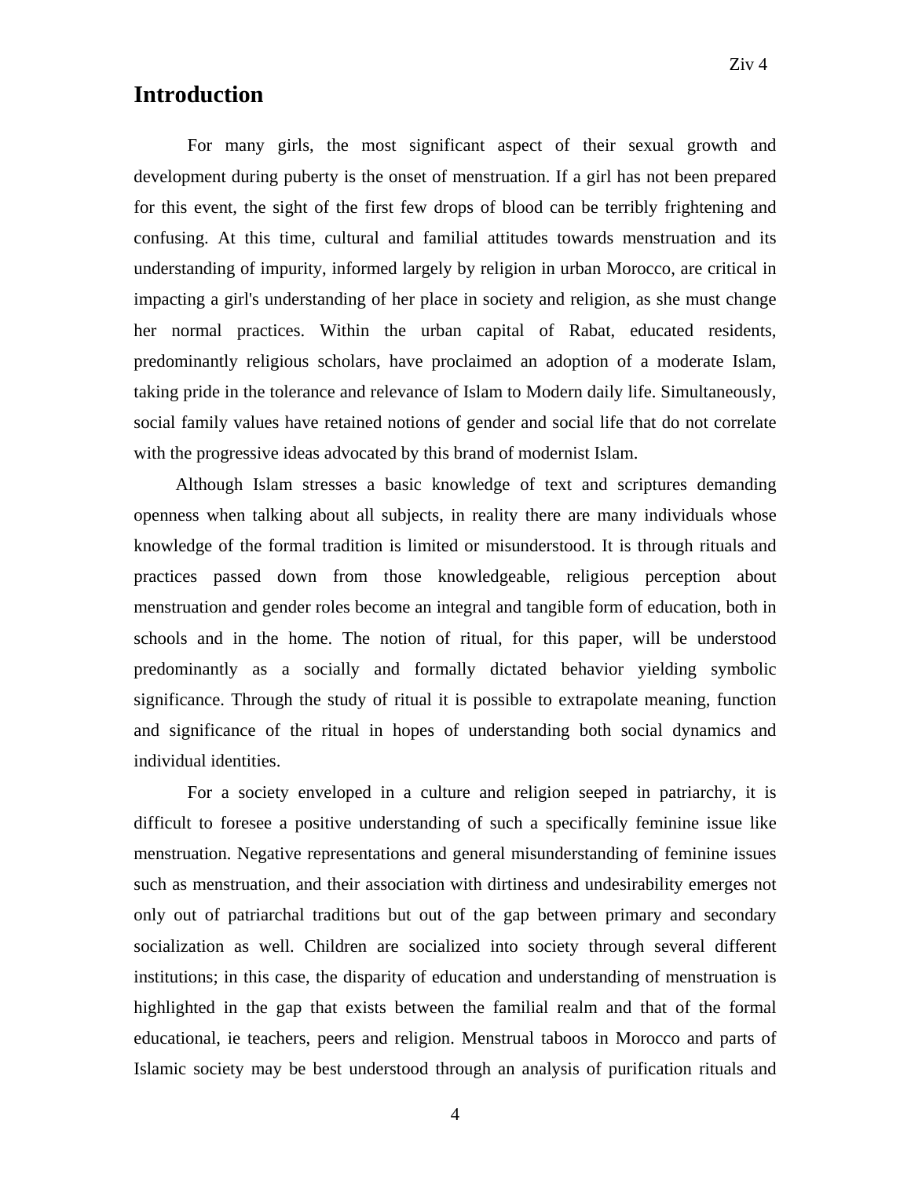## Introduction

For many girls, the most significant aspect of their sexual growth and development during puberty is the onset of menstruation. If a girl has not been prepared for this event, the sight of the first few drops of blood can be terribly frightening and confusing. At this time, cultural and familial attitudes towards menstruation and its understanding of impurity, informed largely by religion in urban Morocco, are critical in impacting a girl's understanding of her place in society and religion, as she must change her normal practices. Within the urban capital of Rabat, educated residents, predominantly religious scholars, have proclaimed an adoption of a moderate Islam, taking pride in the tolerance and relevance of Islam to Modern daily life. Simultaneously, social family values have retained notions of gender and social life that do not correlate with the progressive ideas advocated by this brand of modernist Islam.

Although Islam stresses a basic knowledge of text and scriptures demanding openness when talking about all subjects, in reality there are many individuals whose knowledge of the formal tradition is limited or misunderstood. It is through rituals and practices passed down from those knowledgeable, religious perception about menstruation and gender roles become an integral and tangible form of education, both in schools and in the home. The notion of ritual, for this paper, will be understood predominantly as a socially and formally dictated behavior yielding symbolic significance. Through the study of ritual it is possible to extrapolate meaning, function and significance of the ritual in hopes of understanding both social dynamics and individual identities.

For a society enveloped in a culture and religion seeped in patriarchy, it is difficult to foresee a positive understanding of such a specifically feminine issue like menstruation. Negative representations and general misunderstanding of feminine issues such as menstruation, and their association with dirtiness and undesirability emerges not only out of patriarchal traditions but out of the gap between primary and secondary socialization as well. Children are socialized into society through several different institutions; in this case, the disparity of education and understanding of menstruation is highlighted in the gap that exists between the familial realm and that of the formal educational, ie teachers, peers and religion. Menstrual taboos in Morocco and parts of Islamic society may be best understood through an analysis of purification rituals and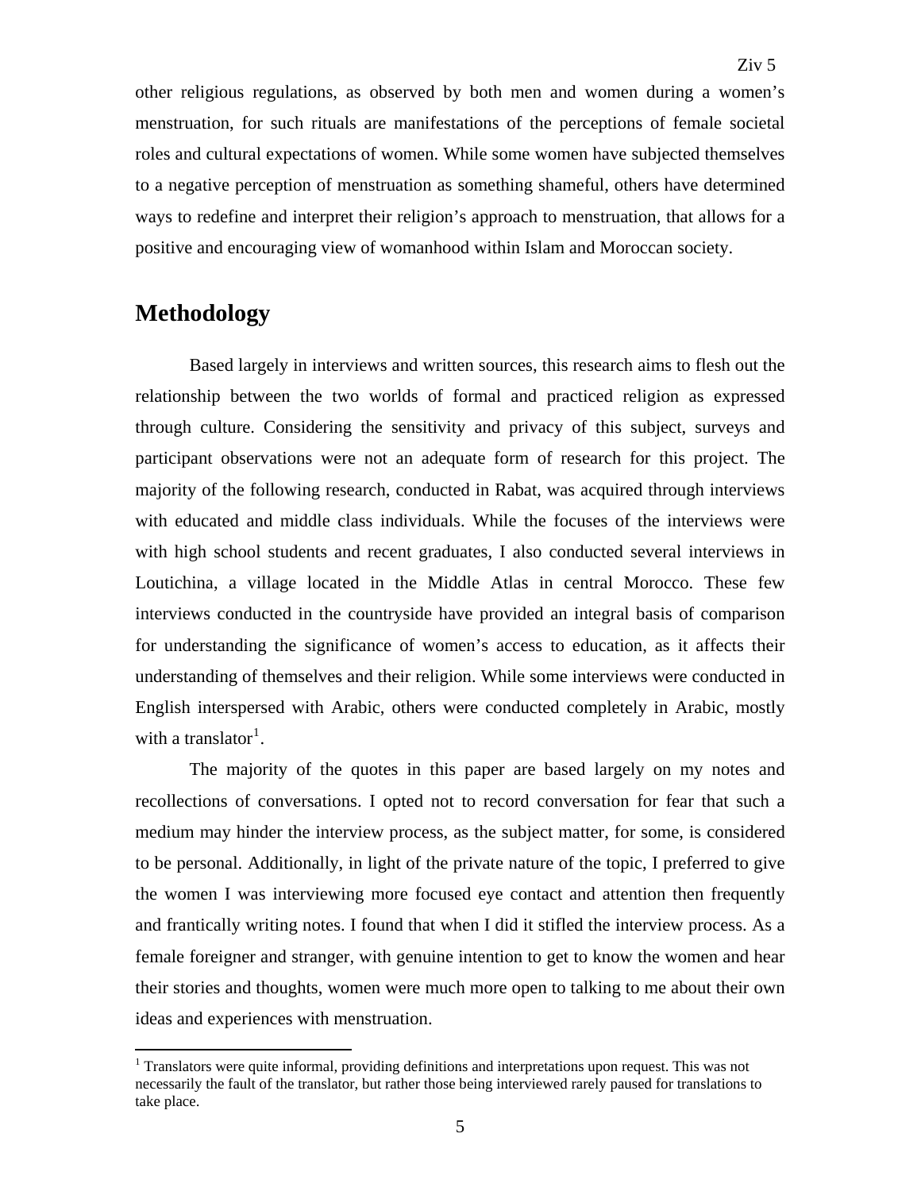other religious regulations, as observed by both men and women during a women's menstruation, for such rituals are manifestations of the perceptions of female societal roles and cultural expectations of women. While some women have subjected themselves to a negative perception of menstruation as something shameful, others have determined ways to redefine and interpret their religion's approach to menstruation, that allows for a positive and encouraging view of womanhood within Islam and Moroccan society.

## Methodology

Based largely in interviews and written sources, this research aims to flesh out the relationship between the two worlds of formal and practiced religion as expressed through culture. Considering the sensitivity and privacy of this subject, surveys and participant observations were not an adequate form of research for this project. The majority of the following research, conducted in Rabat, was acquired through interviews with educated and middle class individuals. While the focuses of the interviews were with high school students and recent graduates, I also conducted several interviews in Loutichina, a village located in the Middle Atlas in central Morocco. These few interviews conducted in the countryside have provided an integral basis of comparison for understanding the significance of women's access to education, as it affects their understanding of themselves and their religion. While some interviews were conducted in English interspersed with Arabic, others were conducted completely in Arabic, mostly with a translator[1].

The majority of the quotes in this paper are based largely on my notes and recollections of conversations. I opted not to record conversation for fear that such a medium may hinder the interview process, as the subject matter, for some, is considered to be personal. Additionally, in light of the private nature of the topic, I preferred to give the women I was interviewing more focused eye contact and attention then frequently and frantically writing notes. I found that when I did it stifled the interview process. As a female foreigner and stranger, with genuine intention to get to know the women and hear their stories and thoughts, women were much more open to talking to me about their own ideas and experiences with menstruation.

[1] Translators were quite informal, providing definitions and interpretations upon request. This was not necessarily the fault of the translator, but rather those being interviewed rarely paused for translations to take place.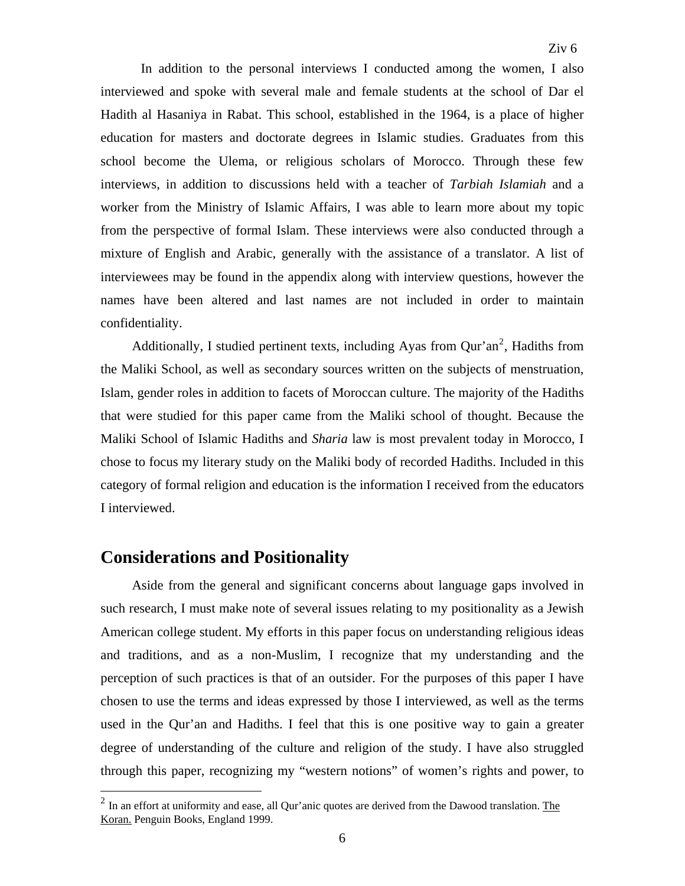In addition to the personal interviews I conducted among the women, I also interviewed and spoke with several male and female students at the school of Dar el Hadith al Hasaniya in Rabat. This school, established in the 1964, is a place of higher education for masters and doctorate degrees in Islamic studies. Graduates from this school become the Ulema, or religious scholars of Morocco. Through these few interviews, in addition to discussions held with a teacher of *Tarbiah Islamiah* and a worker from the Ministry of Islamic Affairs, I was able to learn more about my topic from the perspective of formal Islam. These interviews were also conducted through a mixture of English and Arabic, generally with the assistance of a translator. A list of interviewees may be found in the appendix along with interview questions, however the names have been altered and last names are not included in order to maintain confidentiality.

Additionally, I studied pertinent texts, including Ayas from Qur'an[2], Hadiths from the Maliki School, as well as secondary sources written on the subjects of menstruation, Islam, gender roles in addition to facets of Moroccan culture. The majority of the Hadiths that were studied for this paper came from the Maliki school of thought. Because the Maliki School of Islamic Hadiths and *Sharia* law is most prevalent today in Morocco, I chose to focus my literary study on the Maliki body of recorded Hadiths. Included in this category of formal religion and education is the information I received from the educators I interviewed.

## Considerations and Positionality

Aside from the general and significant concerns about language gaps involved in such research, I must make note of several issues relating to my positionality as a Jewish American college student. My efforts in this paper focus on understanding religious ideas and traditions, and as a non-Muslim, I recognize that my understanding and the perception of such practices is that of an outsider. For the purposes of this paper I have chosen to use the terms and ideas expressed by those I interviewed, as well as the terms used in the Qur'an and Hadiths. I feel that this is one positive way to gain a greater degree of understanding of the culture and religion of the study. I have also struggled through this paper, recognizing my "western notions" of women's rights and power, to

[2] In an effort at uniformity and ease, all Qur'anic quotes are derived from the Dawood translation. The Koran. Penguin Books, England 1999.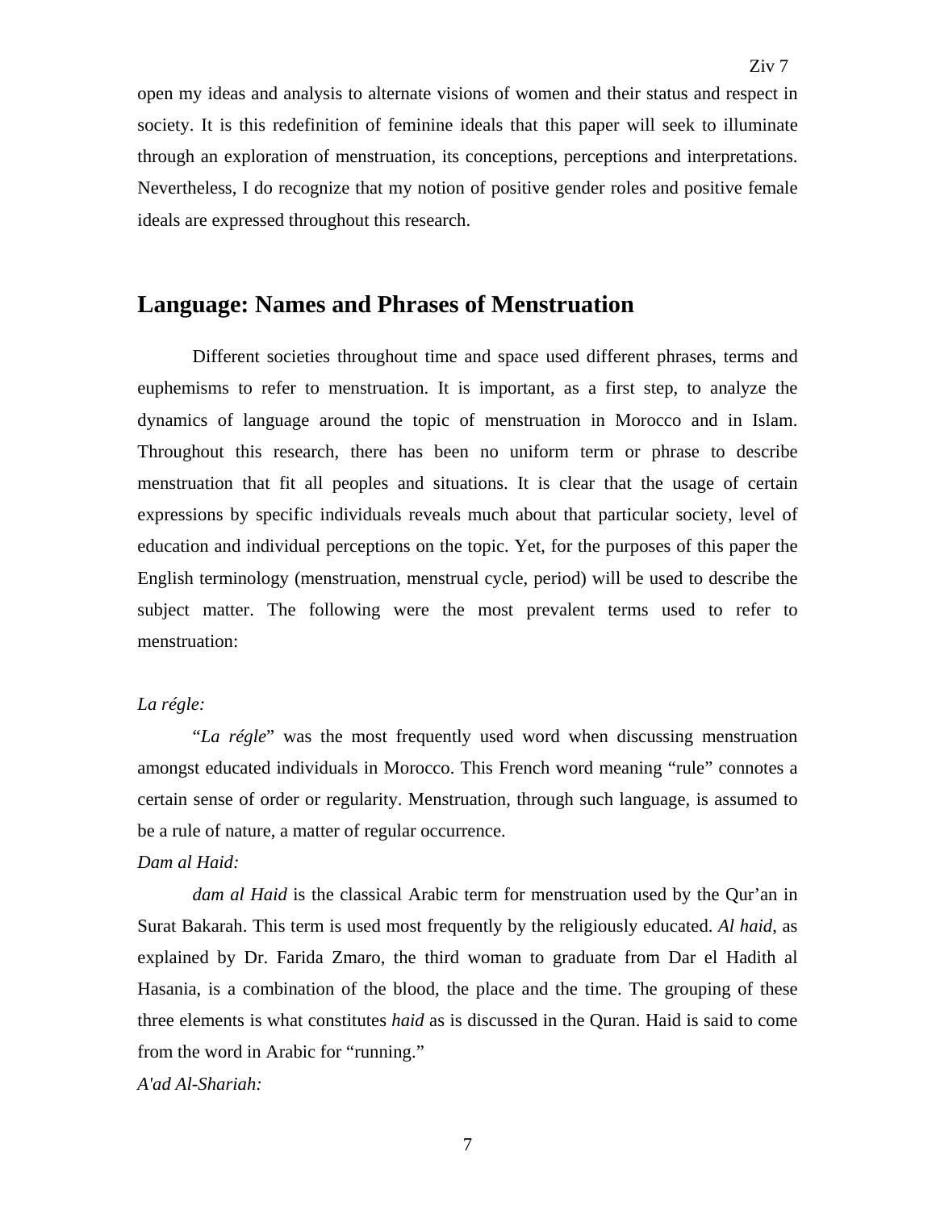open my ideas and analysis to alternate visions of women and their status and respect in society. It is this redefinition of feminine ideals that this paper will seek to illuminate through an exploration of menstruation, its conceptions, perceptions and interpretations. Nevertheless, I do recognize that my notion of positive gender roles and positive female ideals are expressed throughout this research.

## Language: Names and Phrases of Menstruation

Different societies throughout time and space used different phrases, terms and euphemisms to refer to menstruation. It is important, as a first step, to analyze the dynamics of language around the topic of menstruation in Morocco and in Islam. Throughout this research, there has been no uniform term or phrase to describe menstruation that fit all peoples and situations. It is clear that the usage of certain expressions by specific individuals reveals much about that particular society, level of education and individual perceptions on the topic. Yet, for the purposes of this paper the English terminology (menstruation, menstrual cycle, period) will be used to describe the subject matter. The following were the most prevalent terms used to refer to menstruation:

*La régle:*

"*La régle*" was the most frequently used word when discussing menstruation amongst educated individuals in Morocco. This French word meaning "rule" connotes a certain sense of order or regularity. Menstruation, through such language, is assumed to be a rule of nature, a matter of regular occurrence.

*Dam al Haid:*

*dam al Haid* is the classical Arabic term for menstruation used by the Qur'an in Surat Bakarah. This term is used most frequently by the religiously educated. *Al haid*, as explained by Dr. Farida Zmaro, the third woman to graduate from Dar el Hadith al Hasania, is a combination of the blood, the place and the time. The grouping of these three elements is what constitutes *haid* as is discussed in the Quran. Haid is said to come from the word in Arabic for "running."

*A'ad Al-Shariah:*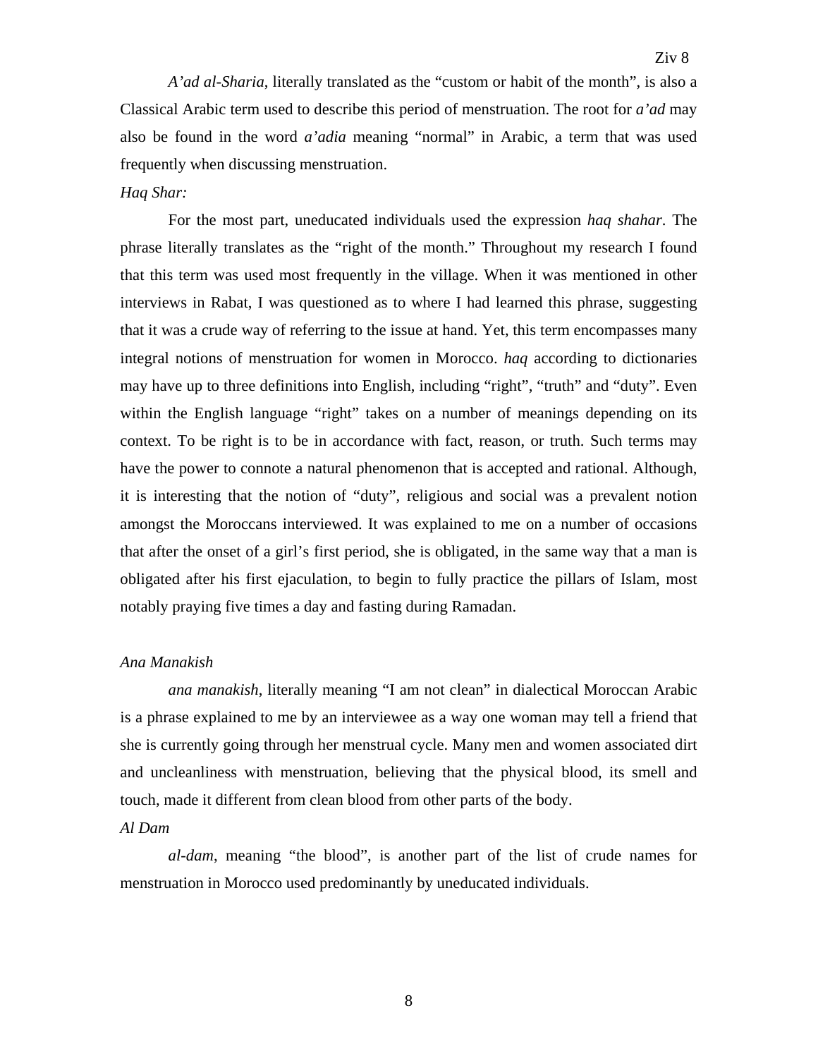*A'ad al-Sharia*, literally translated as the "custom or habit of the month", is also a Classical Arabic term used to describe this period of menstruation. The root for *a'ad* may also be found in the word *a'adia* meaning "normal" in Arabic, a term that was used frequently when discussing menstruation.

*Haq Shar:*

For the most part, uneducated individuals used the expression *haq shahar*. The phrase literally translates as the "right of the month." Throughout my research I found that this term was used most frequently in the village. When it was mentioned in other interviews in Rabat, I was questioned as to where I had learned this phrase, suggesting that it was a crude way of referring to the issue at hand. Yet, this term encompasses many integral notions of menstruation for women in Morocco. *haq* according to dictionaries may have up to three definitions into English, including "right", "truth" and "duty". Even within the English language "right" takes on a number of meanings depending on its context. To be right is to be in accordance with fact, reason, or truth. Such terms may have the power to connote a natural phenomenon that is accepted and rational. Although, it is interesting that the notion of "duty", religious and social was a prevalent notion amongst the Moroccans interviewed. It was explained to me on a number of occasions that after the onset of a girl's first period, she is obligated, in the same way that a man is obligated after his first ejaculation, to begin to fully practice the pillars of Islam, most notably praying five times a day and fasting during Ramadan.

*Ana Manakish*

*ana manakish*, literally meaning "I am not clean" in dialectical Moroccan Arabic is a phrase explained to me by an interviewee as a way one woman may tell a friend that she is currently going through her menstrual cycle. Many men and women associated dirt and uncleanliness with menstruation, believing that the physical blood, its smell and touch, made it different from clean blood from other parts of the body.

*Al Dam*

*al-dam*, meaning "the blood", is another part of the list of crude names for menstruation in Morocco used predominantly by uneducated individuals.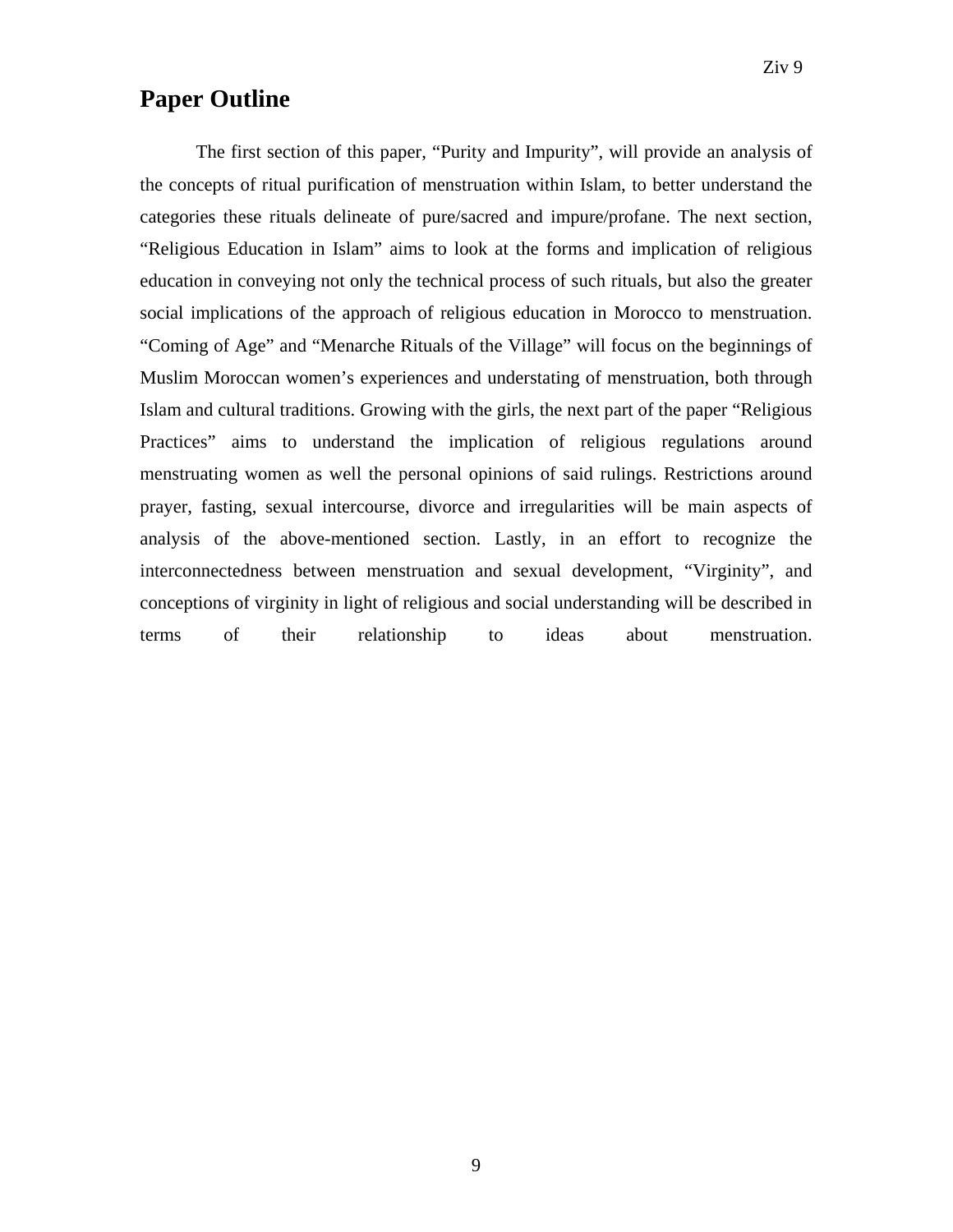## Paper Outline

The first section of this paper, "Purity and Impurity", will provide an analysis of the concepts of ritual purification of menstruation within Islam, to better understand the categories these rituals delineate of pure/sacred and impure/profane. The next section, "Religious Education in Islam" aims to look at the forms and implication of religious education in conveying not only the technical process of such rituals, but also the greater social implications of the approach of religious education in Morocco to menstruation. "Coming of Age" and "Menarche Rituals of the Village" will focus on the beginnings of Muslim Moroccan women's experiences and understating of menstruation, both through Islam and cultural traditions. Growing with the girls, the next part of the paper "Religious Practices" aims to understand the implication of religious regulations around menstruating women as well the personal opinions of said rulings. Restrictions around prayer, fasting, sexual intercourse, divorce and irregularities will be main aspects of analysis of the above-mentioned section. Lastly, in an effort to recognize the interconnectedness between menstruation and sexual development, "Virginity", and conceptions of virginity in light of religious and social understanding will be described in terms of their relationship to ideas about menstruation.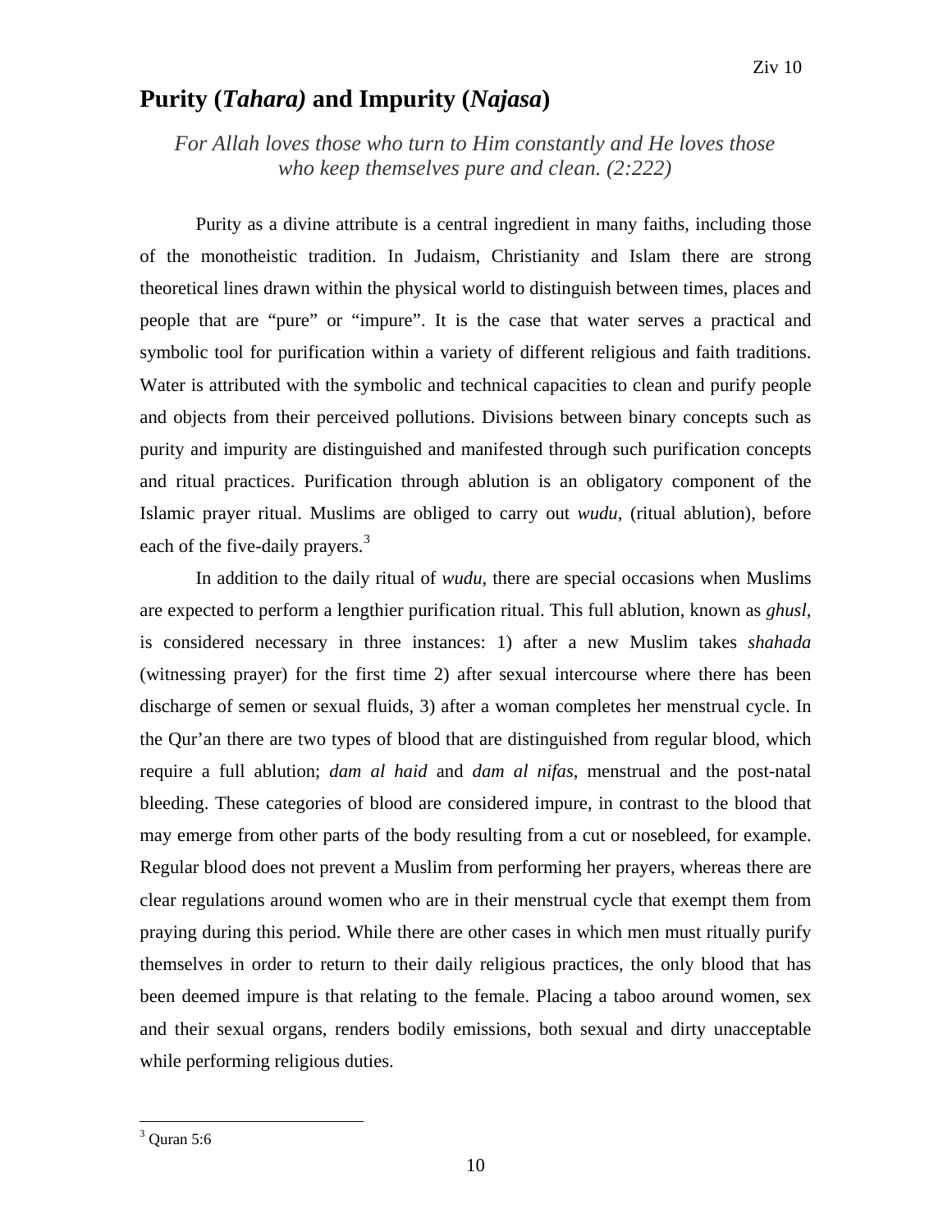## Purity (*Tahara)* and Impurity (*Najasa*)

*For Allah loves those who turn to Him constantly and He loves those who keep themselves pure and clean. (2:222)*

Purity as a divine attribute is a central ingredient in many faiths, including those of the monotheistic tradition. In Judaism, Christianity and Islam there are strong theoretical lines drawn within the physical world to distinguish between times, places and people that are "pure" or "impure". It is the case that water serves a practical and symbolic tool for purification within a variety of different religious and faith traditions. Water is attributed with the symbolic and technical capacities to clean and purify people and objects from their perceived pollutions. Divisions between binary concepts such as purity and impurity are distinguished and manifested through such purification concepts and ritual practices. Purification through ablution is an obligatory component of the Islamic prayer ritual. Muslims are obliged to carry out *wudu*, (ritual ablution), before each of the five-daily prayers.[3]

In addition to the daily ritual of *wudu*, there are special occasions when Muslims are expected to perform a lengthier purification ritual. This full ablution, known as *ghusl*, is considered necessary in three instances: 1) after a new Muslim takes *shahada* (witnessing prayer) for the first time 2) after sexual intercourse where there has been discharge of semen or sexual fluids, 3) after a woman completes her menstrual cycle. In the Qur'an there are two types of blood that are distinguished from regular blood, which require a full ablution; *dam al haid* and *dam al nifas*, menstrual and the post-natal bleeding. These categories of blood are considered impure, in contrast to the blood that may emerge from other parts of the body resulting from a cut or nosebleed, for example. Regular blood does not prevent a Muslim from performing her prayers, whereas there are clear regulations around women who are in their menstrual cycle that exempt them from praying during this period. While there are other cases in which men must ritually purify themselves in order to return to their daily religious practices, the only blood that has been deemed impure is that relating to the female. Placing a taboo around women, sex and their sexual organs, renders bodily emissions, both sexual and dirty unacceptable while performing religious duties.

---

[3] Quran 5:6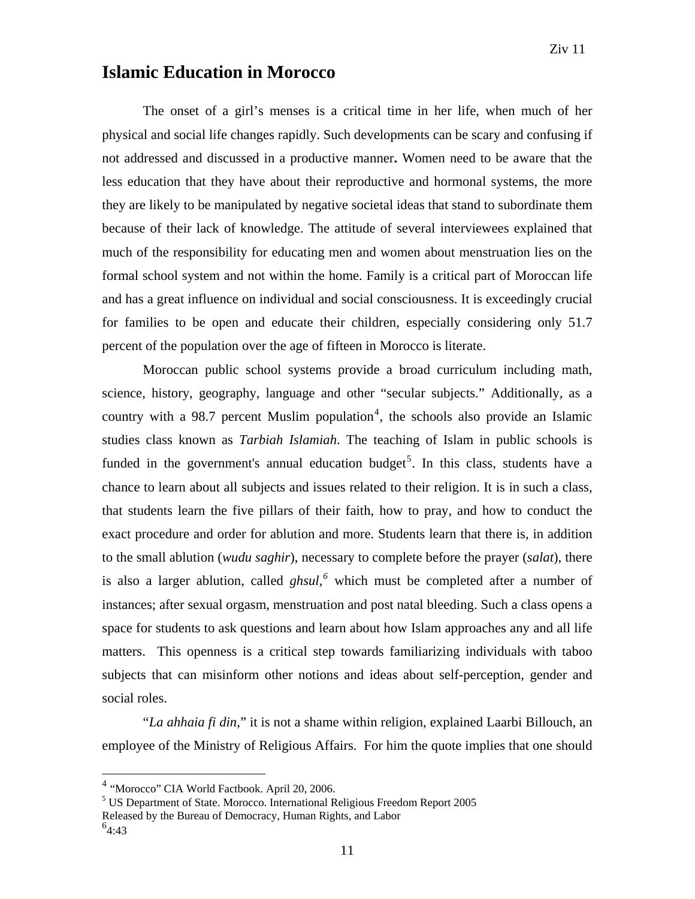## Islamic Education in Morocco

The onset of a girl's menses is a critical time in her life, when much of her physical and social life changes rapidly. Such developments can be scary and confusing if not addressed and discussed in a productive manner**.** Women need to be aware that the less education that they have about their reproductive and hormonal systems, the more they are likely to be manipulated by negative societal ideas that stand to subordinate them because of their lack of knowledge. The attitude of several interviewees explained that much of the responsibility for educating men and women about menstruation lies on the formal school system and not within the home. Family is a critical part of Moroccan life and has a great influence on individual and social consciousness. It is exceedingly crucial for families to be open and educate their children, especially considering only 51.7 percent of the population over the age of fifteen in Morocco is literate.

Moroccan public school systems provide a broad curriculum including math, science, history, geography, language and other "secular subjects." Additionally, as a country with a 98.7 percent Muslim population[4], the schools also provide an Islamic studies class known as *Tarbiah Islamiah*. The teaching of Islam in public schools is funded in the government's annual education budget[5]. In this class, students have a chance to learn about all subjects and issues related to their religion. It is in such a class, that students learn the five pillars of their faith, how to pray, and how to conduct the exact procedure and order for ablution and more. Students learn that there is, in addition to the small ablution (*wudu saghir*), necessary to complete before the prayer (*salat*), there is also a larger ablution, called *ghsul,*[6] which must be completed after a number of instances; after sexual orgasm, menstruation and post natal bleeding. Such a class opens a space for students to ask questions and learn about how Islam approaches any and all life matters. This openness is a critical step towards familiarizing individuals with taboo subjects that can misinform other notions and ideas about self-perception, gender and social roles.

"*La ahhaia fi din*," it is not a shame within religion, explained Laarbi Billouch, an employee of the Ministry of Religious Affairs. For him the quote implies that one should

---

[4] "Morocco" CIA World Factbook. April 20, 2006.

[5] US Department of State. Morocco. International Religious Freedom Report 2005 Released by the Bureau of Democracy, Human Rights, and Labor

[6] 4:43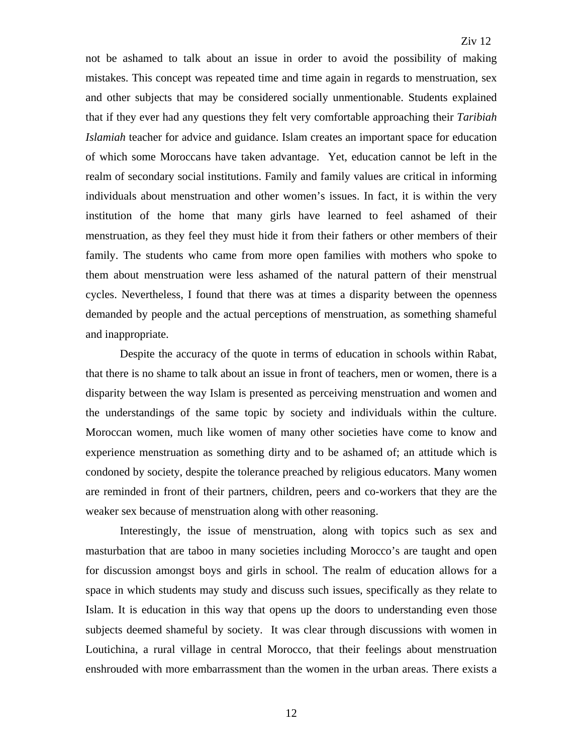not be ashamed to talk about an issue in order to avoid the possibility of making mistakes. This concept was repeated time and time again in regards to menstruation, sex and other subjects that may be considered socially unmentionable. Students explained that if they ever had any questions they felt very comfortable approaching their *Taribiah Islamiah* teacher for advice and guidance. Islam creates an important space for education of which some Moroccans have taken advantage. Yet, education cannot be left in the realm of secondary social institutions. Family and family values are critical in informing individuals about menstruation and other women's issues. In fact, it is within the very institution of the home that many girls have learned to feel ashamed of their menstruation, as they feel they must hide it from their fathers or other members of their family. The students who came from more open families with mothers who spoke to them about menstruation were less ashamed of the natural pattern of their menstrual cycles. Nevertheless, I found that there was at times a disparity between the openness demanded by people and the actual perceptions of menstruation, as something shameful and inappropriate.

Despite the accuracy of the quote in terms of education in schools within Rabat, that there is no shame to talk about an issue in front of teachers, men or women, there is a disparity between the way Islam is presented as perceiving menstruation and women and the understandings of the same topic by society and individuals within the culture. Moroccan women, much like women of many other societies have come to know and experience menstruation as something dirty and to be ashamed of; an attitude which is condoned by society, despite the tolerance preached by religious educators. Many women are reminded in front of their partners, children, peers and co-workers that they are the weaker sex because of menstruation along with other reasoning.

Interestingly, the issue of menstruation, along with topics such as sex and masturbation that are taboo in many societies including Morocco's are taught and open for discussion amongst boys and girls in school. The realm of education allows for a space in which students may study and discuss such issues, specifically as they relate to Islam. It is education in this way that opens up the doors to understanding even those subjects deemed shameful by society. It was clear through discussions with women in Loutichina, a rural village in central Morocco, that their feelings about menstruation enshrouded with more embarrassment than the women in the urban areas. There exists a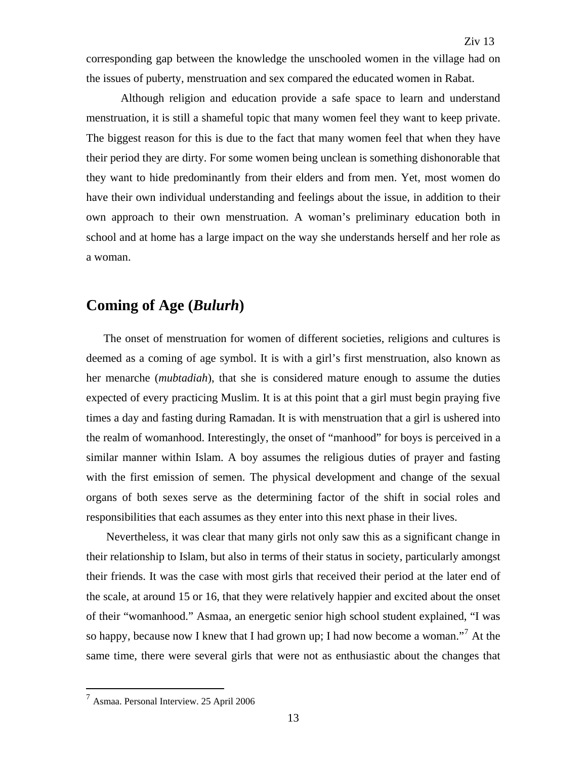corresponding gap between the knowledge the unschooled women in the village had on the issues of puberty, menstruation and sex compared the educated women in Rabat.

Although religion and education provide a safe space to learn and understand menstruation, it is still a shameful topic that many women feel they want to keep private. The biggest reason for this is due to the fact that many women feel that when they have their period they are dirty. For some women being unclean is something dishonorable that they want to hide predominantly from their elders and from men. Yet, most women do have their own individual understanding and feelings about the issue, in addition to their own approach to their own menstruation. A woman's preliminary education both in school and at home has a large impact on the way she understands herself and her role as a woman.

## Coming of Age (*Bulurh*)

The onset of menstruation for women of different societies, religions and cultures is deemed as a coming of age symbol. It is with a girl's first menstruation, also known as her menarche (*mubtadiah*), that she is considered mature enough to assume the duties expected of every practicing Muslim. It is at this point that a girl must begin praying five times a day and fasting during Ramadan. It is with menstruation that a girl is ushered into the realm of womanhood. Interestingly, the onset of "manhood" for boys is perceived in a similar manner within Islam. A boy assumes the religious duties of prayer and fasting with the first emission of semen. The physical development and change of the sexual organs of both sexes serve as the determining factor of the shift in social roles and responsibilities that each assumes as they enter into this next phase in their lives.

Nevertheless, it was clear that many girls not only saw this as a significant change in their relationship to Islam, but also in terms of their status in society, particularly amongst their friends. It was the case with most girls that received their period at the later end of the scale, at around 15 or 16, that they were relatively happier and excited about the onset of their "womanhood." Asmaa, an energetic senior high school student explained, "I was so happy, because now I knew that I had grown up; I had now become a woman."[7] At the same time, there were several girls that were not as enthusiastic about the changes that

---

[7] Asmaa. Personal Interview. 25 April 2006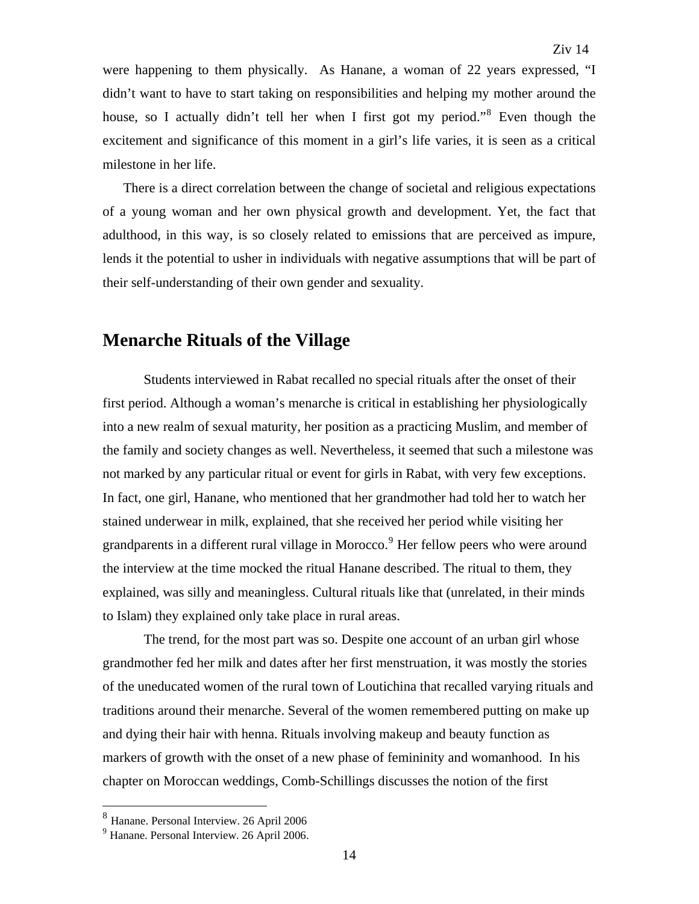were happening to them physically. As Hanane, a woman of 22 years expressed, "I didn't want to have to start taking on responsibilities and helping my mother around the house, so I actually didn't tell her when I first got my period."[8] Even though the excitement and significance of this moment in a girl's life varies, it is seen as a critical milestone in her life.

There is a direct correlation between the change of societal and religious expectations of a young woman and her own physical growth and development. Yet, the fact that adulthood, in this way, is so closely related to emissions that are perceived as impure, lends it the potential to usher in individuals with negative assumptions that will be part of their self-understanding of their own gender and sexuality.

## Menarche Rituals of the Village

Students interviewed in Rabat recalled no special rituals after the onset of their first period. Although a woman's menarche is critical in establishing her physiologically into a new realm of sexual maturity, her position as a practicing Muslim, and member of the family and society changes as well. Nevertheless, it seemed that such a milestone was not marked by any particular ritual or event for girls in Rabat, with very few exceptions. In fact, one girl, Hanane, who mentioned that her grandmother had told her to watch her stained underwear in milk, explained, that she received her period while visiting her grandparents in a different rural village in Morocco.[9] Her fellow peers who were around the interview at the time mocked the ritual Hanane described. The ritual to them, they explained, was silly and meaningless. Cultural rituals like that (unrelated, in their minds to Islam) they explained only take place in rural areas.

The trend, for the most part was so. Despite one account of an urban girl whose grandmother fed her milk and dates after her first menstruation, it was mostly the stories of the uneducated women of the rural town of Loutichina that recalled varying rituals and traditions around their menarche. Several of the women remembered putting on make up and dying their hair with henna. Rituals involving makeup and beauty function as markers of growth with the onset of a new phase of femininity and womanhood. In his chapter on Moroccan weddings, Comb-Schillings discusses the notion of the first

[8] Hanane. Personal Interview. 26 April 2006

[9] Hanane. Personal Interview. 26 April 2006.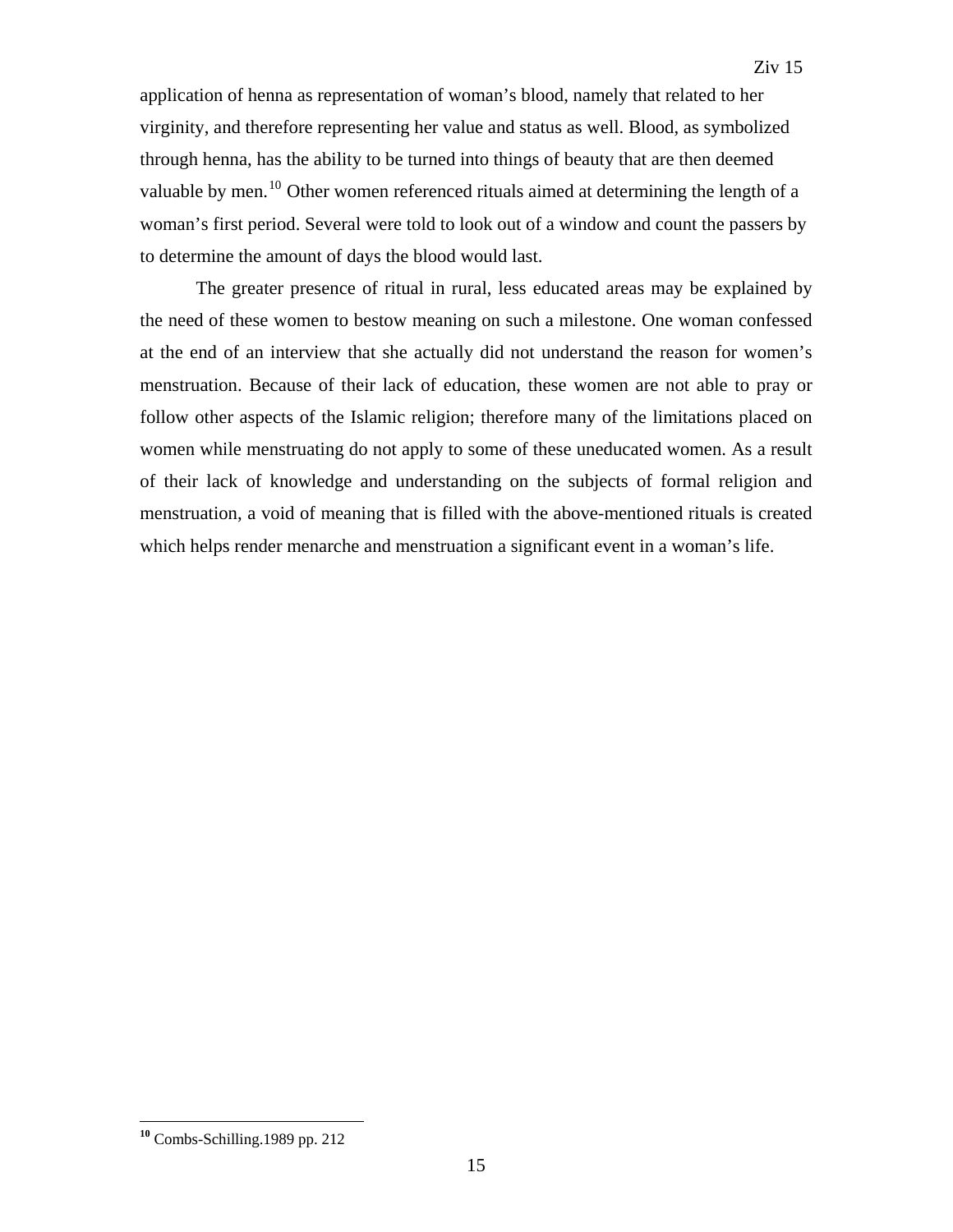application of henna as representation of woman's blood, namely that related to her virginity, and therefore representing her value and status as well. Blood, as symbolized through henna, has the ability to be turned into things of beauty that are then deemed valuable by men.[10] Other women referenced rituals aimed at determining the length of a woman's first period. Several were told to look out of a window and count the passers by to determine the amount of days the blood would last.

The greater presence of ritual in rural, less educated areas may be explained by the need of these women to bestow meaning on such a milestone. One woman confessed at the end of an interview that she actually did not understand the reason for women's menstruation. Because of their lack of education, these women are not able to pray or follow other aspects of the Islamic religion; therefore many of the limitations placed on women while menstruating do not apply to some of these uneducated women. As a result of their lack of knowledge and understanding on the subjects of formal religion and menstruation, a void of meaning that is filled with the above-mentioned rituals is created which helps render menarche and menstruation a significant event in a woman's life.

[10] Combs-Schilling.1989 pp. 212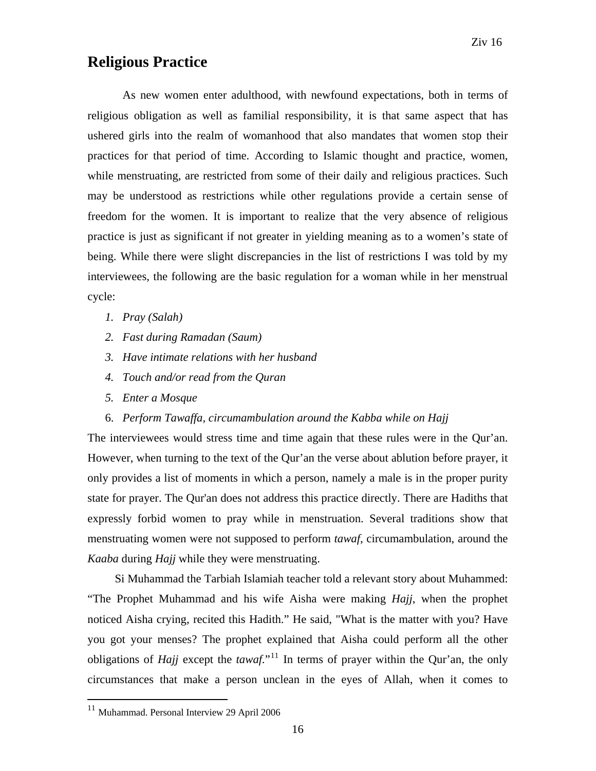## Religious Practice

As new women enter adulthood, with newfound expectations, both in terms of religious obligation as well as familial responsibility, it is that same aspect that has ushered girls into the realm of womanhood that also mandates that women stop their practices for that period of time. According to Islamic thought and practice, women, while menstruating, are restricted from some of their daily and religious practices. Such may be understood as restrictions while other regulations provide a certain sense of freedom for the women. It is important to realize that the very absence of religious practice is just as significant if not greater in yielding meaning as to a women's state of being. While there were slight discrepancies in the list of restrictions I was told by my interviewees, the following are the basic regulation for a woman while in her menstrual cycle:

1. *Pray (Salah)*
2. *Fast during Ramadan (Saum)*
3. *Have intimate relations with her husband*
4. *Touch and/or read from the Quran*
5. *Enter a Mosque*
6. *Perform Tawaffa, circumambulation around the Kabba while on Hajj*

The interviewees would stress time and time again that these rules were in the Qur'an. However, when turning to the text of the Qur'an the verse about ablution before prayer, it only provides a list of moments in which a person, namely a male is in the proper purity state for prayer. The Qur'an does not address this practice directly. There are Hadiths that expressly forbid women to pray while in menstruation. Several traditions show that menstruating women were not supposed to perform *tawaf*, circumambulation, around the *Kaaba* during *Hajj* while they were menstruating.

Si Muhammad the Tarbiah Islamiah teacher told a relevant story about Muhammed: "The Prophet Muhammad and his wife Aisha were making *Hajj*, when the prophet noticed Aisha crying, recited this Hadith." He said, "What is the matter with you? Have you got your menses? The prophet explained that Aisha could perform all the other obligations of *Hajj* except the *tawaf*."[11] In terms of prayer within the Qur'an, the only circumstances that make a person unclean in the eyes of Allah, when it comes to

---

[11] Muhammad. Personal Interview 29 April 2006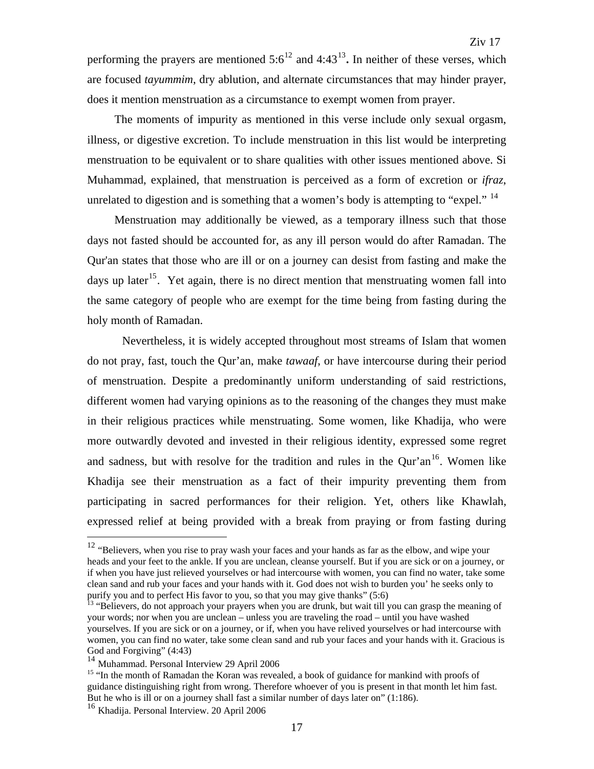performing the prayers are mentioned 5:6[12] and 4:43[13]**.** In neither of these verses, which are focused *tayummim*, dry ablution, and alternate circumstances that may hinder prayer, does it mention menstruation as a circumstance to exempt women from prayer.

The moments of impurity as mentioned in this verse include only sexual orgasm, illness, or digestive excretion. To include menstruation in this list would be interpreting menstruation to be equivalent or to share qualities with other issues mentioned above. Si Muhammad, explained, that menstruation is perceived as a form of excretion or *ifraz*, unrelated to digestion and is something that a women's body is attempting to "expel." [14]

Menstruation may additionally be viewed, as a temporary illness such that those days not fasted should be accounted for, as any ill person would do after Ramadan. The Qur'an states that those who are ill or on a journey can desist from fasting and make the days up later[15]. Yet again, there is no direct mention that menstruating women fall into the same category of people who are exempt for the time being from fasting during the holy month of Ramadan.

Nevertheless, it is widely accepted throughout most streams of Islam that women do not pray, fast, touch the Qur'an, make *tawaaf*, or have intercourse during their period of menstruation. Despite a predominantly uniform understanding of said restrictions, different women had varying opinions as to the reasoning of the changes they must make in their religious practices while menstruating. Some women, like Khadija, who were more outwardly devoted and invested in their religious identity, expressed some regret and sadness, but with resolve for the tradition and rules in the Qur'an[16]. Women like Khadija see their menstruation as a fact of their impurity preventing them from participating in sacred performances for their religion. Yet, others like Khawlah, expressed relief at being provided with a break from praying or from fasting during

---

[12] "Believers, when you rise to pray wash your faces and your hands as far as the elbow, and wipe your heads and your feet to the ankle. If you are unclean, cleanse yourself. But if you are sick or on a journey, or if when you have just relieved yourselves or had intercourse with women, you can find no water, take some clean sand and rub your faces and your hands with it. God does not wish to burden you' he seeks only to purify you and to perfect His favor to you, so that you may give thanks" (5:6)

[13] "Believers, do not approach your prayers when you are drunk, but wait till you can grasp the meaning of your words; nor when you are unclean – unless you are traveling the road – until you have washed yourselves. If you are sick or on a journey, or if, when you have relived yourselves or had intercourse with women, you can find no water, take some clean sand and rub your faces and your hands with it. Gracious is God and Forgiving" (4:43)

[14] Muhammad. Personal Interview 29 April 2006

[15] "In the month of Ramadan the Koran was revealed, a book of guidance for mankind with proofs of guidance distinguishing right from wrong. Therefore whoever of you is present in that month let him fast. But he who is ill or on a journey shall fast a similar number of days later on" (1:186).

[16] Khadija. Personal Interview. 20 April 2006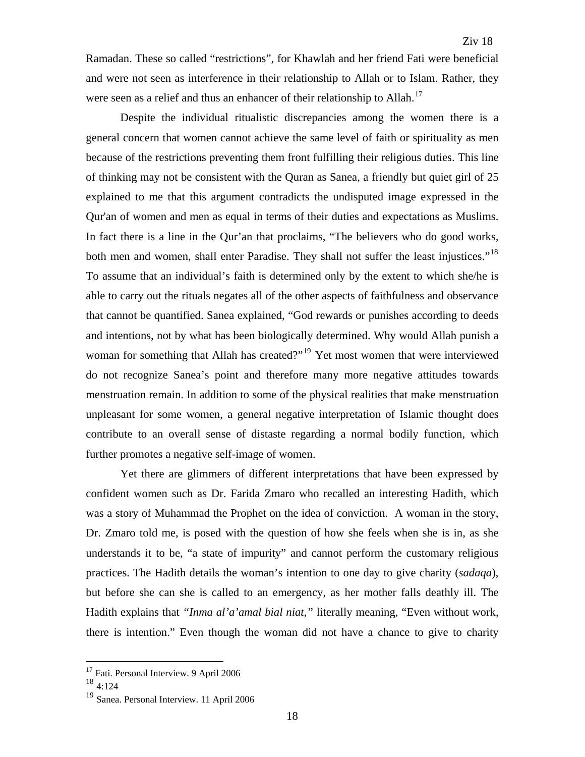Ramadan. These so called "restrictions", for Khawlah and her friend Fati were beneficial and were not seen as interference in their relationship to Allah or to Islam. Rather, they were seen as a relief and thus an enhancer of their relationship to Allah.[17]

Despite the individual ritualistic discrepancies among the women there is a general concern that women cannot achieve the same level of faith or spirituality as men because of the restrictions preventing them front fulfilling their religious duties. This line of thinking may not be consistent with the Quran as Sanea, a friendly but quiet girl of 25 explained to me that this argument contradicts the undisputed image expressed in the Qur'an of women and men as equal in terms of their duties and expectations as Muslims. In fact there is a line in the Qur'an that proclaims, "The believers who do good works, both men and women, shall enter Paradise. They shall not suffer the least injustices."[18] To assume that an individual's faith is determined only by the extent to which she/he is able to carry out the rituals negates all of the other aspects of faithfulness and observance that cannot be quantified. Sanea explained, "God rewards or punishes according to deeds and intentions, not by what has been biologically determined. Why would Allah punish a woman for something that Allah has created?"[19] Yet most women that were interviewed do not recognize Sanea's point and therefore many more negative attitudes towards menstruation remain. In addition to some of the physical realities that make menstruation unpleasant for some women, a general negative interpretation of Islamic thought does contribute to an overall sense of distaste regarding a normal bodily function, which further promotes a negative self-image of women.

Yet there are glimmers of different interpretations that have been expressed by confident women such as Dr. Farida Zmaro who recalled an interesting Hadith, which was a story of Muhammad the Prophet on the idea of conviction. A woman in the story, Dr. Zmaro told me, is posed with the question of how she feels when she is in, as she understands it to be, "a state of impurity" and cannot perform the customary religious practices. The Hadith details the woman's intention to one day to give charity (*sadaqa*), but before she can she is called to an emergency, as her mother falls deathly ill. The Hadith explains that *"Inma al'a'amal bial niat,"* literally meaning, "Even without work, there is intention." Even though the woman did not have a chance to give to charity

---

[17] Fati. Personal Interview. 9 April 2006

[18] 4:124

[19] Sanea. Personal Interview. 11 April 2006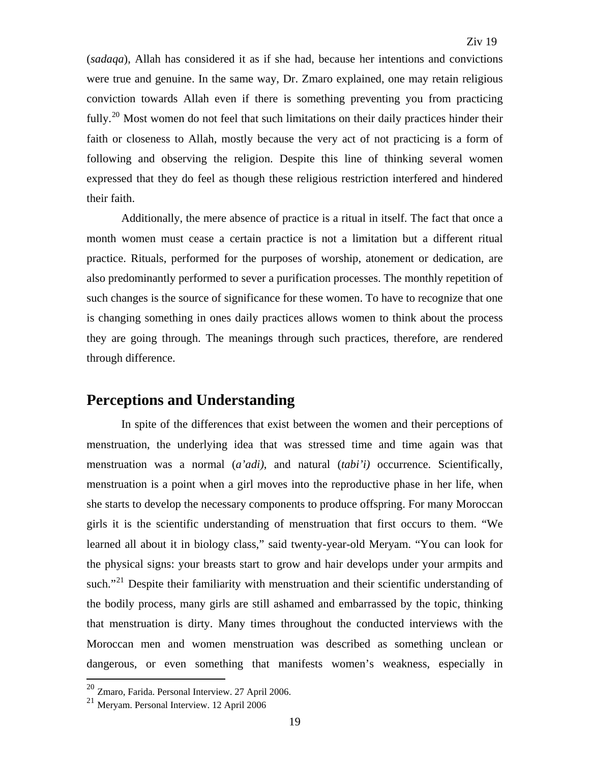(*sadaqa*), Allah has considered it as if she had, because her intentions and convictions were true and genuine. In the same way, Dr. Zmaro explained, one may retain religious conviction towards Allah even if there is something preventing you from practicing fully.[20] Most women do not feel that such limitations on their daily practices hinder their faith or closeness to Allah, mostly because the very act of not practicing is a form of following and observing the religion. Despite this line of thinking several women expressed that they do feel as though these religious restriction interfered and hindered their faith.

Additionally, the mere absence of practice is a ritual in itself. The fact that once a month women must cease a certain practice is not a limitation but a different ritual practice. Rituals, performed for the purposes of worship, atonement or dedication, are also predominantly performed to sever a purification processes. The monthly repetition of such changes is the source of significance for these women. To have to recognize that one is changing something in ones daily practices allows women to think about the process they are going through. The meanings through such practices, therefore, are rendered through difference.

## Perceptions and Understanding

In spite of the differences that exist between the women and their perceptions of menstruation, the underlying idea that was stressed time and time again was that menstruation was a normal (*a'adi)*, and natural (*tabi'i)* occurrence. Scientifically, menstruation is a point when a girl moves into the reproductive phase in her life, when she starts to develop the necessary components to produce offspring. For many Moroccan girls it is the scientific understanding of menstruation that first occurs to them. "We learned all about it in biology class," said twenty-year-old Meryam. "You can look for the physical signs: your breasts start to grow and hair develops under your armpits and such."[21] Despite their familiarity with menstruation and their scientific understanding of the bodily process, many girls are still ashamed and embarrassed by the topic, thinking that menstruation is dirty. Many times throughout the conducted interviews with the Moroccan men and women menstruation was described as something unclean or dangerous, or even something that manifests women's weakness, especially in

---

[20] Zmaro, Farida. Personal Interview. 27 April 2006.

[21] Meryam. Personal Interview. 12 April 2006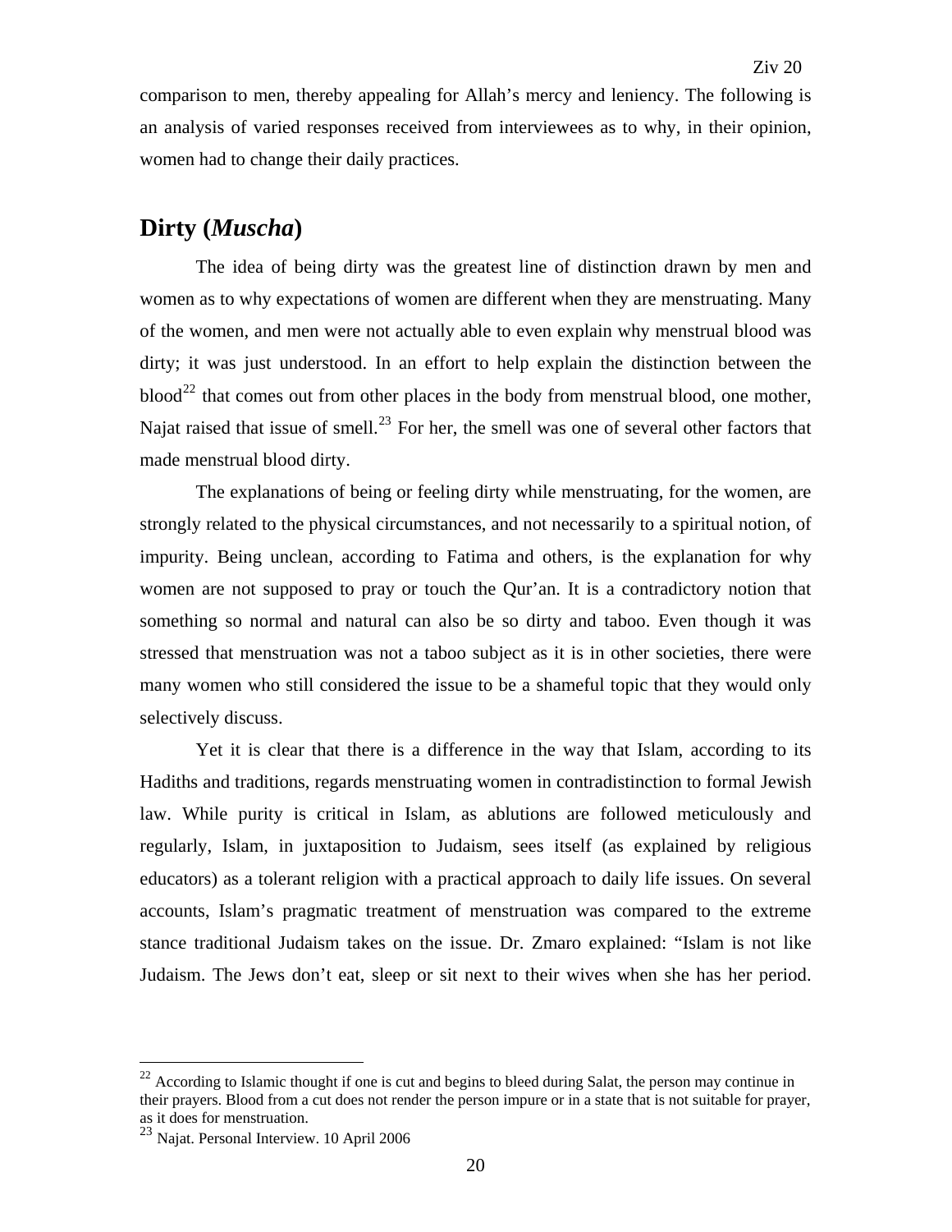comparison to men, thereby appealing for Allah's mercy and leniency. The following is an analysis of varied responses received from interviewees as to why, in their opinion, women had to change their daily practices.

## Dirty (*Muscha*)

The idea of being dirty was the greatest line of distinction drawn by men and women as to why expectations of women are different when they are menstruating. Many of the women, and men were not actually able to even explain why menstrual blood was dirty; it was just understood. In an effort to help explain the distinction between the blood[22] that comes out from other places in the body from menstrual blood, one mother, Najat raised that issue of smell.[23] For her, the smell was one of several other factors that made menstrual blood dirty.

The explanations of being or feeling dirty while menstruating, for the women, are strongly related to the physical circumstances, and not necessarily to a spiritual notion, of impurity. Being unclean, according to Fatima and others, is the explanation for why women are not supposed to pray or touch the Qur'an. It is a contradictory notion that something so normal and natural can also be so dirty and taboo. Even though it was stressed that menstruation was not a taboo subject as it is in other societies, there were many women who still considered the issue to be a shameful topic that they would only selectively discuss.

Yet it is clear that there is a difference in the way that Islam, according to its Hadiths and traditions, regards menstruating women in contradistinction to formal Jewish law. While purity is critical in Islam, as ablutions are followed meticulously and regularly, Islam, in juxtaposition to Judaism, sees itself (as explained by religious educators) as a tolerant religion with a practical approach to daily life issues. On several accounts, Islam's pragmatic treatment of menstruation was compared to the extreme stance traditional Judaism takes on the issue. Dr. Zmaro explained: "Islam is not like Judaism. The Jews don't eat, sleep or sit next to their wives when she has her period.

---

[22] According to Islamic thought if one is cut and begins to bleed during Salat, the person may continue in their prayers. Blood from a cut does not render the person impure or in a state that is not suitable for prayer, as it does for menstruation.

[23] Najat. Personal Interview. 10 April 2006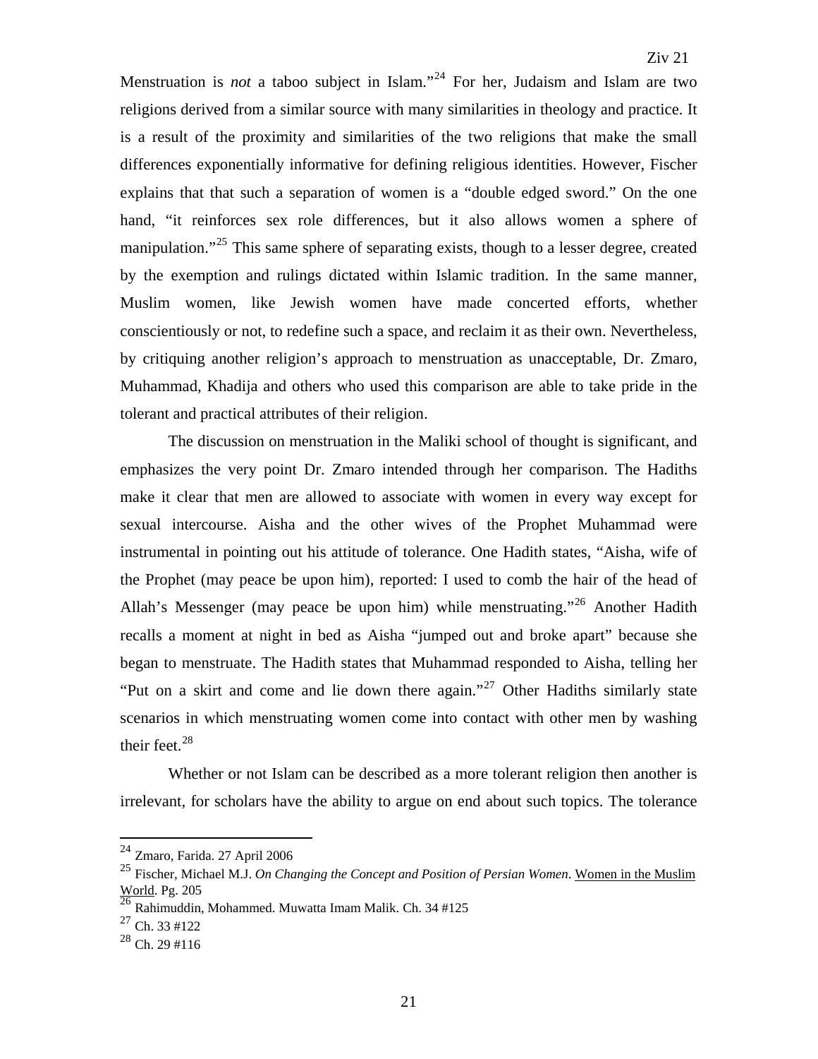Menstruation is *not* a taboo subject in Islam."[24] For her, Judaism and Islam are two religions derived from a similar source with many similarities in theology and practice. It is a result of the proximity and similarities of the two religions that make the small differences exponentially informative for defining religious identities. However, Fischer explains that that such a separation of women is a "double edged sword." On the one hand, "it reinforces sex role differences, but it also allows women a sphere of manipulation."[25] This same sphere of separating exists, though to a lesser degree, created by the exemption and rulings dictated within Islamic tradition. In the same manner, Muslim women, like Jewish women have made concerted efforts, whether conscientiously or not, to redefine such a space, and reclaim it as their own. Nevertheless, by critiquing another religion's approach to menstruation as unacceptable, Dr. Zmaro, Muhammad, Khadija and others who used this comparison are able to take pride in the tolerant and practical attributes of their religion.

The discussion on menstruation in the Maliki school of thought is significant, and emphasizes the very point Dr. Zmaro intended through her comparison. The Hadiths make it clear that men are allowed to associate with women in every way except for sexual intercourse. Aisha and the other wives of the Prophet Muhammad were instrumental in pointing out his attitude of tolerance. One Hadith states, "Aisha, wife of the Prophet (may peace be upon him), reported: I used to comb the hair of the head of Allah's Messenger (may peace be upon him) while menstruating."[26] Another Hadith recalls a moment at night in bed as Aisha "jumped out and broke apart" because she began to menstruate. The Hadith states that Muhammad responded to Aisha, telling her "Put on a skirt and come and lie down there again."[27] Other Hadiths similarly state scenarios in which menstruating women come into contact with other men by washing their feet.[28]

Whether or not Islam can be described as a more tolerant religion then another is irrelevant, for scholars have the ability to argue on end about such topics. The tolerance

---

[24] Zmaro, Farida. 27 April 2006

[25] Fischer, Michael M.J. *On Changing the Concept and Position of Persian Women*. Women in the Muslim World. Pg. 205

[26] Rahimuddin, Mohammed. Muwatta Imam Malik. Ch. 34 #125

[27] Ch. 33 #122

[28] Ch. 29 #116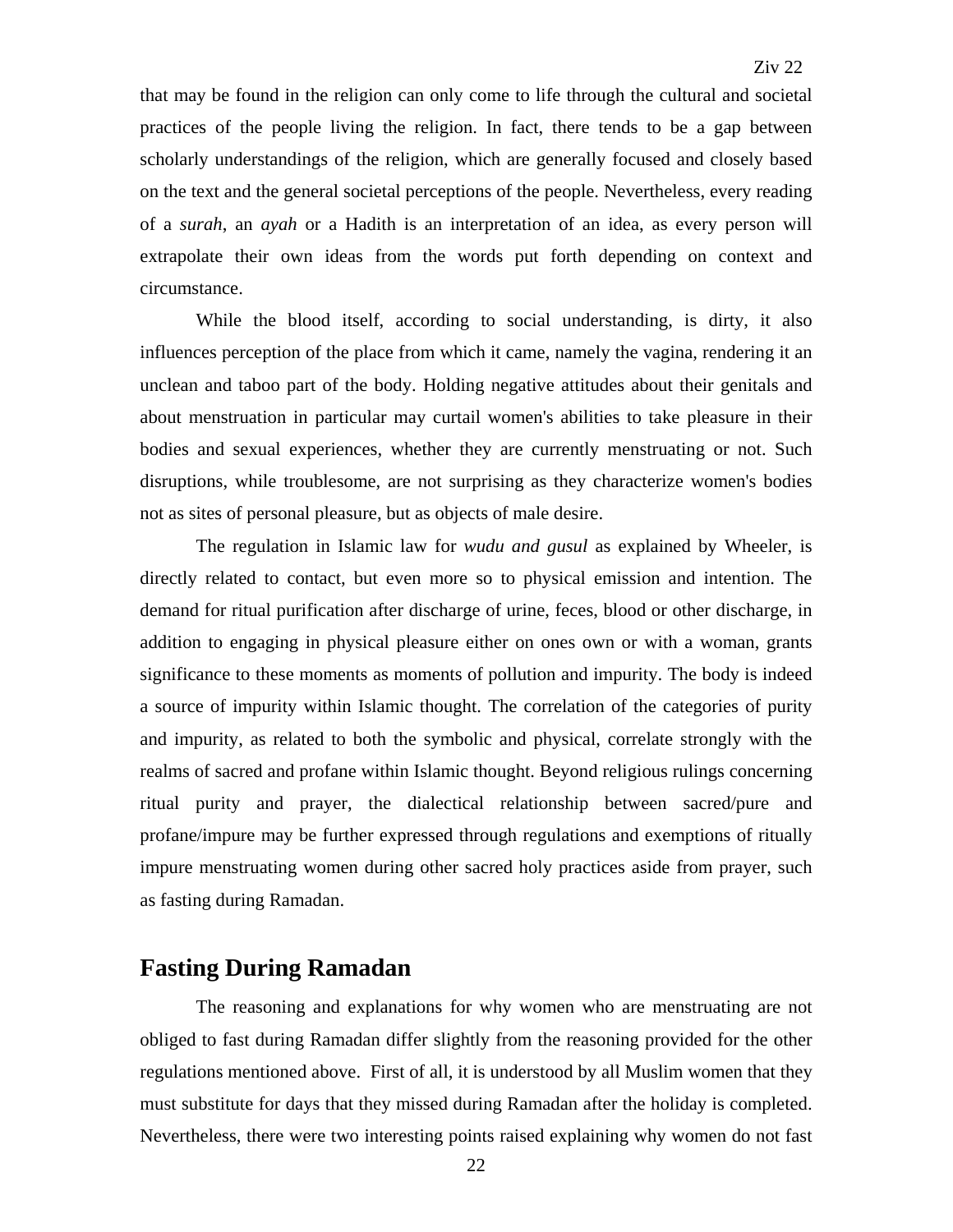that may be found in the religion can only come to life through the cultural and societal practices of the people living the religion. In fact, there tends to be a gap between scholarly understandings of the religion, which are generally focused and closely based on the text and the general societal perceptions of the people. Nevertheless, every reading of a *surah*, an *ayah* or a Hadith is an interpretation of an idea, as every person will extrapolate their own ideas from the words put forth depending on context and circumstance.

While the blood itself, according to social understanding, is dirty, it also influences perception of the place from which it came, namely the vagina, rendering it an unclean and taboo part of the body. Holding negative attitudes about their genitals and about menstruation in particular may curtail women's abilities to take pleasure in their bodies and sexual experiences, whether they are currently menstruating or not. Such disruptions, while troublesome, are not surprising as they characterize women's bodies not as sites of personal pleasure, but as objects of male desire.

The regulation in Islamic law for *wudu and gusul* as explained by Wheeler, is directly related to contact, but even more so to physical emission and intention. The demand for ritual purification after discharge of urine, feces, blood or other discharge, in addition to engaging in physical pleasure either on ones own or with a woman, grants significance to these moments as moments of pollution and impurity. The body is indeed a source of impurity within Islamic thought. The correlation of the categories of purity and impurity, as related to both the symbolic and physical, correlate strongly with the realms of sacred and profane within Islamic thought. Beyond religious rulings concerning ritual purity and prayer, the dialectical relationship between sacred/pure and profane/impure may be further expressed through regulations and exemptions of ritually impure menstruating women during other sacred holy practices aside from prayer, such as fasting during Ramadan.

## Fasting During Ramadan

The reasoning and explanations for why women who are menstruating are not obliged to fast during Ramadan differ slightly from the reasoning provided for the other regulations mentioned above. First of all, it is understood by all Muslim women that they must substitute for days that they missed during Ramadan after the holiday is completed. Nevertheless, there were two interesting points raised explaining why women do not fast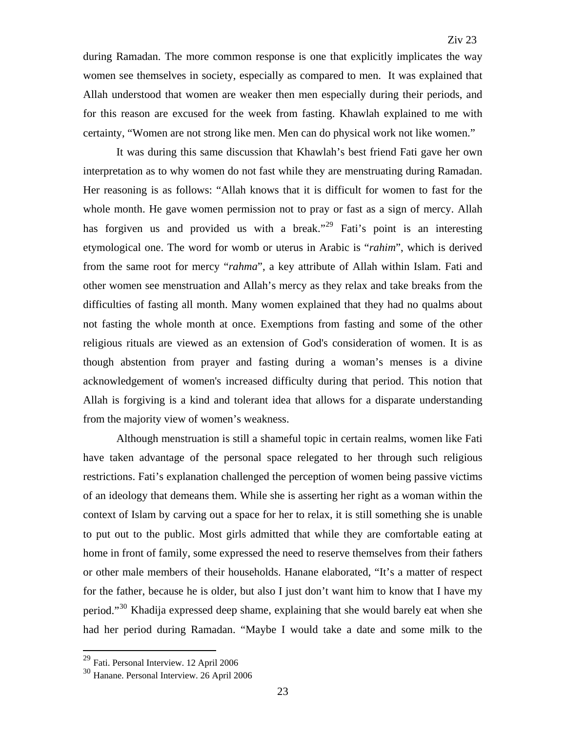during Ramadan. The more common response is one that explicitly implicates the way women see themselves in society, especially as compared to men. It was explained that Allah understood that women are weaker then men especially during their periods, and for this reason are excused for the week from fasting. Khawlah explained to me with certainty, "Women are not strong like men. Men can do physical work not like women."

It was during this same discussion that Khawlah's best friend Fati gave her own interpretation as to why women do not fast while they are menstruating during Ramadan. Her reasoning is as follows: "Allah knows that it is difficult for women to fast for the whole month. He gave women permission not to pray or fast as a sign of mercy. Allah has forgiven us and provided us with a break."[29] Fati's point is an interesting etymological one. The word for womb or uterus in Arabic is "*rahim*", which is derived from the same root for mercy "*rahma*", a key attribute of Allah within Islam. Fati and other women see menstruation and Allah's mercy as they relax and take breaks from the difficulties of fasting all month. Many women explained that they had no qualms about not fasting the whole month at once. Exemptions from fasting and some of the other religious rituals are viewed as an extension of God's consideration of women. It is as though abstention from prayer and fasting during a woman's menses is a divine acknowledgement of women's increased difficulty during that period. This notion that Allah is forgiving is a kind and tolerant idea that allows for a disparate understanding from the majority view of women's weakness.

Although menstruation is still a shameful topic in certain realms, women like Fati have taken advantage of the personal space relegated to her through such religious restrictions. Fati's explanation challenged the perception of women being passive victims of an ideology that demeans them. While she is asserting her right as a woman within the context of Islam by carving out a space for her to relax, it is still something she is unable to put out to the public. Most girls admitted that while they are comfortable eating at home in front of family, some expressed the need to reserve themselves from their fathers or other male members of their households. Hanane elaborated, "It's a matter of respect for the father, because he is older, but also I just don't want him to know that I have my period."[30] Khadija expressed deep shame, explaining that she would barely eat when she had her period during Ramadan. "Maybe I would take a date and some milk to the

---

[29] Fati. Personal Interview. 12 April 2006

[30] Hanane. Personal Interview. 26 April 2006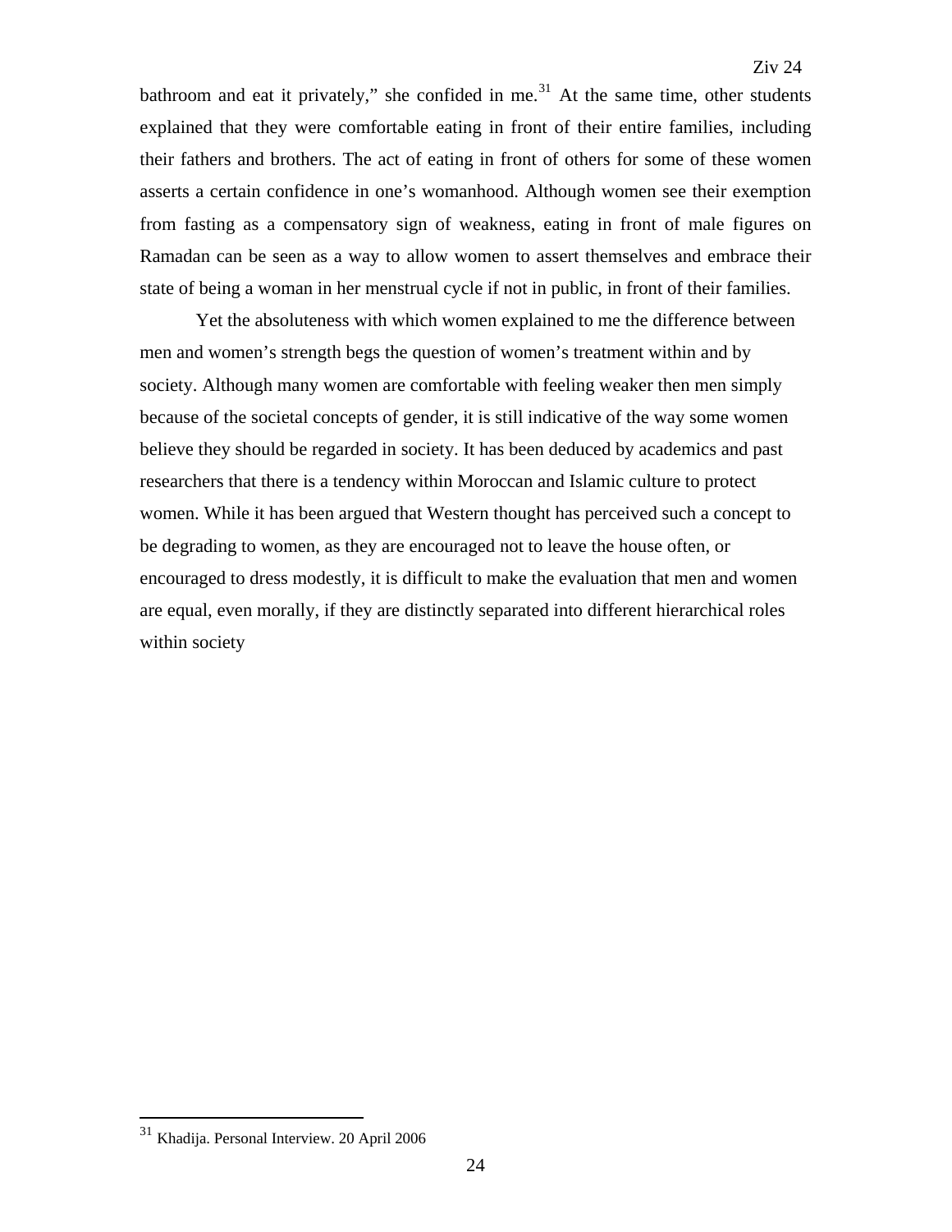bathroom and eat it privately," she confided in me.[31] At the same time, other students explained that they were comfortable eating in front of their entire families, including their fathers and brothers. The act of eating in front of others for some of these women asserts a certain confidence in one's womanhood. Although women see their exemption from fasting as a compensatory sign of weakness, eating in front of male figures on Ramadan can be seen as a way to allow women to assert themselves and embrace their state of being a woman in her menstrual cycle if not in public, in front of their families.

Yet the absoluteness with which women explained to me the difference between men and women's strength begs the question of women's treatment within and by society. Although many women are comfortable with feeling weaker then men simply because of the societal concepts of gender, it is still indicative of the way some women believe they should be regarded in society. It has been deduced by academics and past researchers that there is a tendency within Moroccan and Islamic culture to protect women. While it has been argued that Western thought has perceived such a concept to be degrading to women, as they are encouraged not to leave the house often, or encouraged to dress modestly, it is difficult to make the evaluation that men and women are equal, even morally, if they are distinctly separated into different hierarchical roles within society

[31] Khadija. Personal Interview. 20 April 2006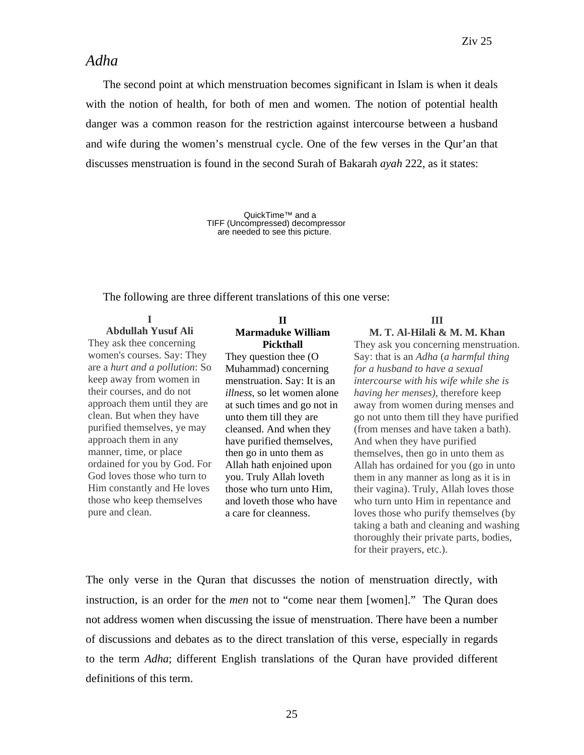## *Adha*

The second point at which menstruation becomes significant in Islam is when it deals with the notion of health, for both of men and women. The notion of potential health danger was a common reason for the restriction against intercourse between a husband and wife during the women's menstrual cycle. One of the few verses in the Qur'an that discusses menstruation is found in the second Surah of Bakarah *ayah* 222, as it states:

QuickTime™ and a
TIFF (Uncompressed) decompressor
are needed to see this picture.

The following are three different translations of this one verse:

| I<br>**Abdullah Yusuf Ali** | II<br>**Marmaduke William Pickthall** | III<br>**M. T. Al-Hilali & M. M. Khan** |
|---|---|---|
| They ask thee concerning women's courses. Say: They are a *hurt and a pollution*: So keep away from women in their courses, and do not approach them until they are clean. But when they have purified themselves, ye may approach them in any manner, time, or place ordained for you by God. For God loves those who turn to Him constantly and He loves those who keep themselves pure and clean. | They question thee (O Muhammad) concerning menstruation. Say: It is an *illness*, so let women alone at such times and go not in unto them till they are cleansed. And when they have purified themselves, then go in unto them as Allah hath enjoined upon you. Truly Allah loveth those who turn unto Him, and loveth those who have a care for cleanness. | They ask you concerning menstruation. Say: that is an *Adha* (*a harmful thing for a husband to have a sexual intercourse with his wife while she is having her menses)*, therefore keep away from women during menses and go not unto them till they have purified (from menses and have taken a bath). And when they have purified themselves, then go in unto them as Allah has ordained for you (go in unto them in any manner as long as it is in their vagina). Truly, Allah loves those who turn unto Him in repentance and loves those who purify themselves (by taking a bath and cleaning and washing thoroughly their private parts, bodies, for their prayers, etc.). |

The only verse in the Quran that discusses the notion of menstruation directly, with instruction, is an order for the *men* not to "come near them [women]." The Quran does not address women when discussing the issue of menstruation. There have been a number of discussions and debates as to the direct translation of this verse, especially in regards to the term *Adha*; different English translations of the Quran have provided different definitions of this term.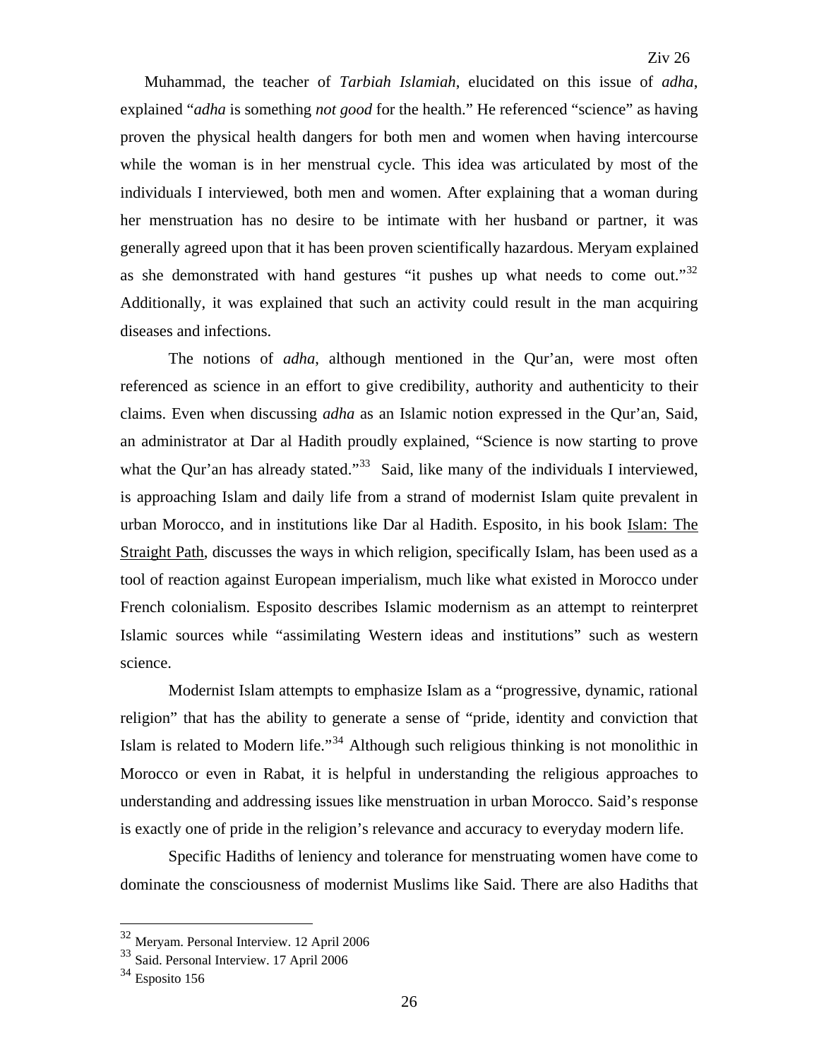Muhammad, the teacher of *Tarbiah Islamiah*, elucidated on this issue of *adha*, explained "*adha* is something *not good* for the health." He referenced "science" as having proven the physical health dangers for both men and women when having intercourse while the woman is in her menstrual cycle. This idea was articulated by most of the individuals I interviewed, both men and women. After explaining that a woman during her menstruation has no desire to be intimate with her husband or partner, it was generally agreed upon that it has been proven scientifically hazardous. Meryam explained as she demonstrated with hand gestures "it pushes up what needs to come out."[32] Additionally, it was explained that such an activity could result in the man acquiring diseases and infections.

The notions of *adha*, although mentioned in the Qur'an, were most often referenced as science in an effort to give credibility, authority and authenticity to their claims. Even when discussing *adha* as an Islamic notion expressed in the Qur'an, Said, an administrator at Dar al Hadith proudly explained, "Science is now starting to prove what the Qur'an has already stated."[33] Said, like many of the individuals I interviewed, is approaching Islam and daily life from a strand of modernist Islam quite prevalent in urban Morocco, and in institutions like Dar al Hadith. Esposito, in his book <u>Islam: The Straight Path</u>, discusses the ways in which religion, specifically Islam, has been used as a tool of reaction against European imperialism, much like what existed in Morocco under French colonialism. Esposito describes Islamic modernism as an attempt to reinterpret Islamic sources while "assimilating Western ideas and institutions" such as western science.

Modernist Islam attempts to emphasize Islam as a "progressive, dynamic, rational religion" that has the ability to generate a sense of "pride, identity and conviction that Islam is related to Modern life."[34] Although such religious thinking is not monolithic in Morocco or even in Rabat, it is helpful in understanding the religious approaches to understanding and addressing issues like menstruation in urban Morocco. Said's response is exactly one of pride in the religion's relevance and accuracy to everyday modern life.

Specific Hadiths of leniency and tolerance for menstruating women have come to dominate the consciousness of modernist Muslims like Said. There are also Hadiths that

---

[32] Meryam. Personal Interview. 12 April 2006

[33] Said. Personal Interview. 17 April 2006

[34] Esposito 156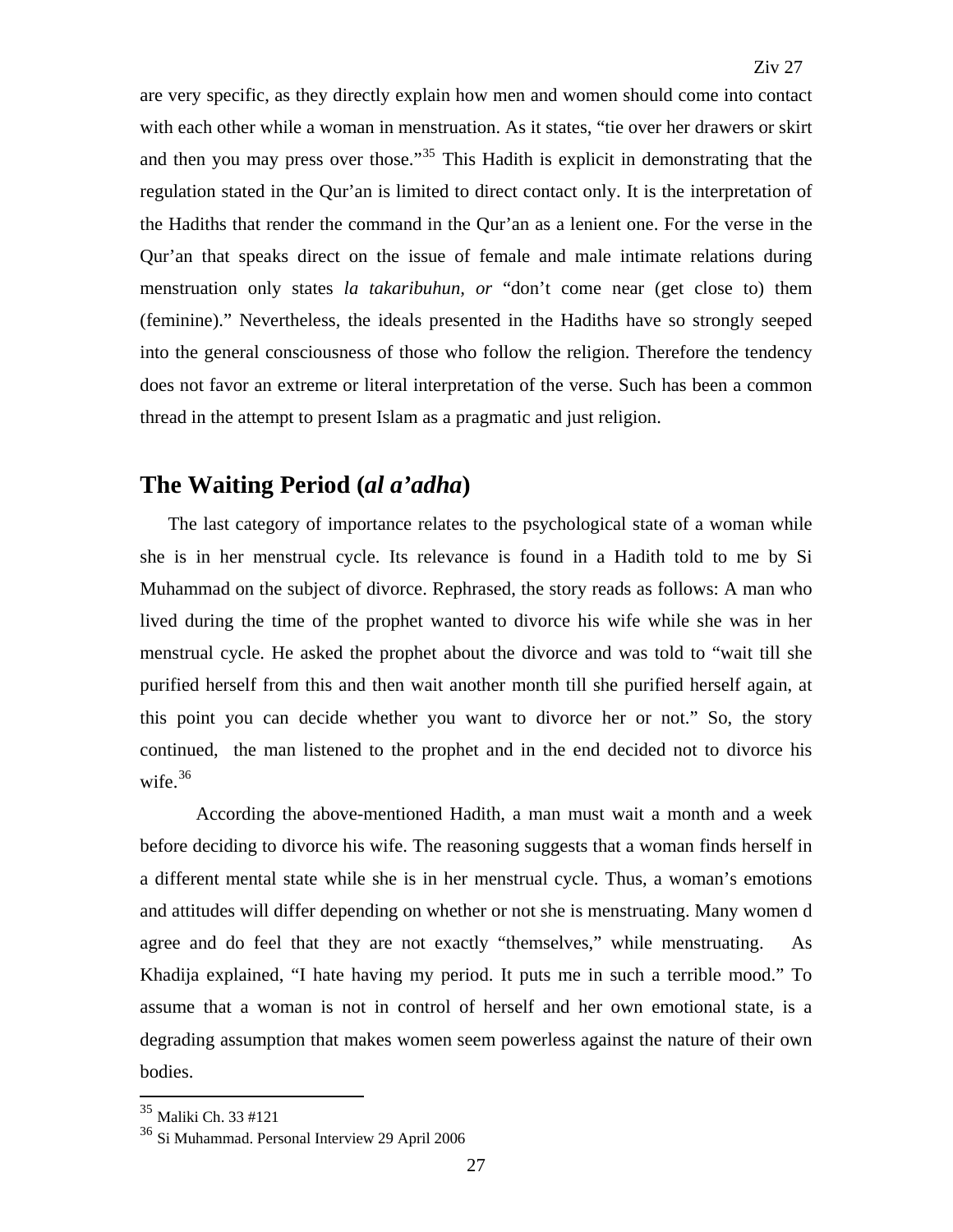are very specific, as they directly explain how men and women should come into contact with each other while a woman in menstruation. As it states, "tie over her drawers or skirt and then you may press over those."[35] This Hadith is explicit in demonstrating that the regulation stated in the Qur'an is limited to direct contact only. It is the interpretation of the Hadiths that render the command in the Qur'an as a lenient one. For the verse in the Qur'an that speaks direct on the issue of female and male intimate relations during menstruation only states *la takaribuhun, or* "don't come near (get close to) them (feminine)." Nevertheless, the ideals presented in the Hadiths have so strongly seeped into the general consciousness of those who follow the religion. Therefore the tendency does not favor an extreme or literal interpretation of the verse. Such has been a common thread in the attempt to present Islam as a pragmatic and just religion.

## The Waiting Period (*al a'adha*)

The last category of importance relates to the psychological state of a woman while she is in her menstrual cycle. Its relevance is found in a Hadith told to me by Si Muhammad on the subject of divorce. Rephrased, the story reads as follows: A man who lived during the time of the prophet wanted to divorce his wife while she was in her menstrual cycle. He asked the prophet about the divorce and was told to "wait till she purified herself from this and then wait another month till she purified herself again, at this point you can decide whether you want to divorce her or not." So, the story continued, the man listened to the prophet and in the end decided not to divorce his wife.[36]

According the above-mentioned Hadith, a man must wait a month and a week before deciding to divorce his wife. The reasoning suggests that a woman finds herself in a different mental state while she is in her menstrual cycle. Thus, a woman's emotions and attitudes will differ depending on whether or not she is menstruating. Many women d agree and do feel that they are not exactly "themselves," while menstruating. As Khadija explained, "I hate having my period. It puts me in such a terrible mood." To assume that a woman is not in control of herself and her own emotional state, is a degrading assumption that makes women seem powerless against the nature of their own bodies.

---

[35] Maliki Ch. 33 #121

[36] Si Muhammad. Personal Interview 29 April 2006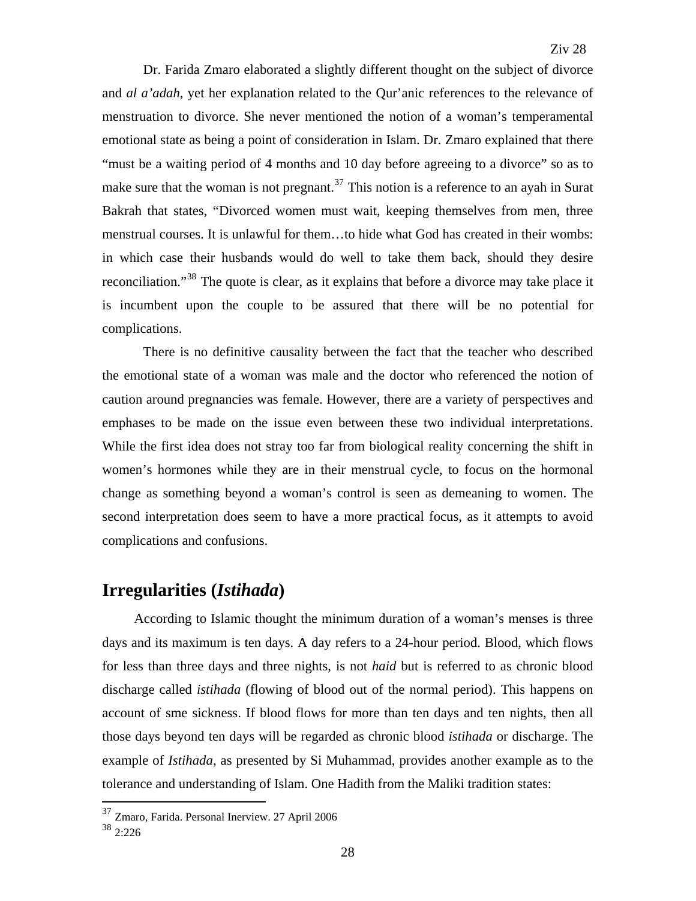Dr. Farida Zmaro elaborated a slightly different thought on the subject of divorce and *al a'adah*, yet her explanation related to the Qur'anic references to the relevance of menstruation to divorce. She never mentioned the notion of a woman's temperamental emotional state as being a point of consideration in Islam. Dr. Zmaro explained that there "must be a waiting period of 4 months and 10 day before agreeing to a divorce" so as to make sure that the woman is not pregnant.[37] This notion is a reference to an ayah in Surat Bakrah that states, "Divorced women must wait, keeping themselves from men, three menstrual courses. It is unlawful for them…to hide what God has created in their wombs: in which case their husbands would do well to take them back, should they desire reconciliation."[38] The quote is clear, as it explains that before a divorce may take place it is incumbent upon the couple to be assured that there will be no potential for complications.

There is no definitive causality between the fact that the teacher who described the emotional state of a woman was male and the doctor who referenced the notion of caution around pregnancies was female. However, there are a variety of perspectives and emphases to be made on the issue even between these two individual interpretations. While the first idea does not stray too far from biological reality concerning the shift in women's hormones while they are in their menstrual cycle, to focus on the hormonal change as something beyond a woman's control is seen as demeaning to women. The second interpretation does seem to have a more practical focus, as it attempts to avoid complications and confusions.

## Irregularities (*Istihada*)

According to Islamic thought the minimum duration of a woman's menses is three days and its maximum is ten days. A day refers to a 24-hour period. Blood, which flows for less than three days and three nights, is not *haid* but is referred to as chronic blood discharge called *istihada* (flowing of blood out of the normal period). This happens on account of sme sickness. If blood flows for more than ten days and ten nights, then all those days beyond ten days will be regarded as chronic blood *istihada* or discharge. The example of *Istihada*, as presented by Si Muhammad, provides another example as to the tolerance and understanding of Islam. One Hadith from the Maliki tradition states:

---

[37] Zmaro, Farida. Personal Inerview. 27 April 2006

[38] 2:226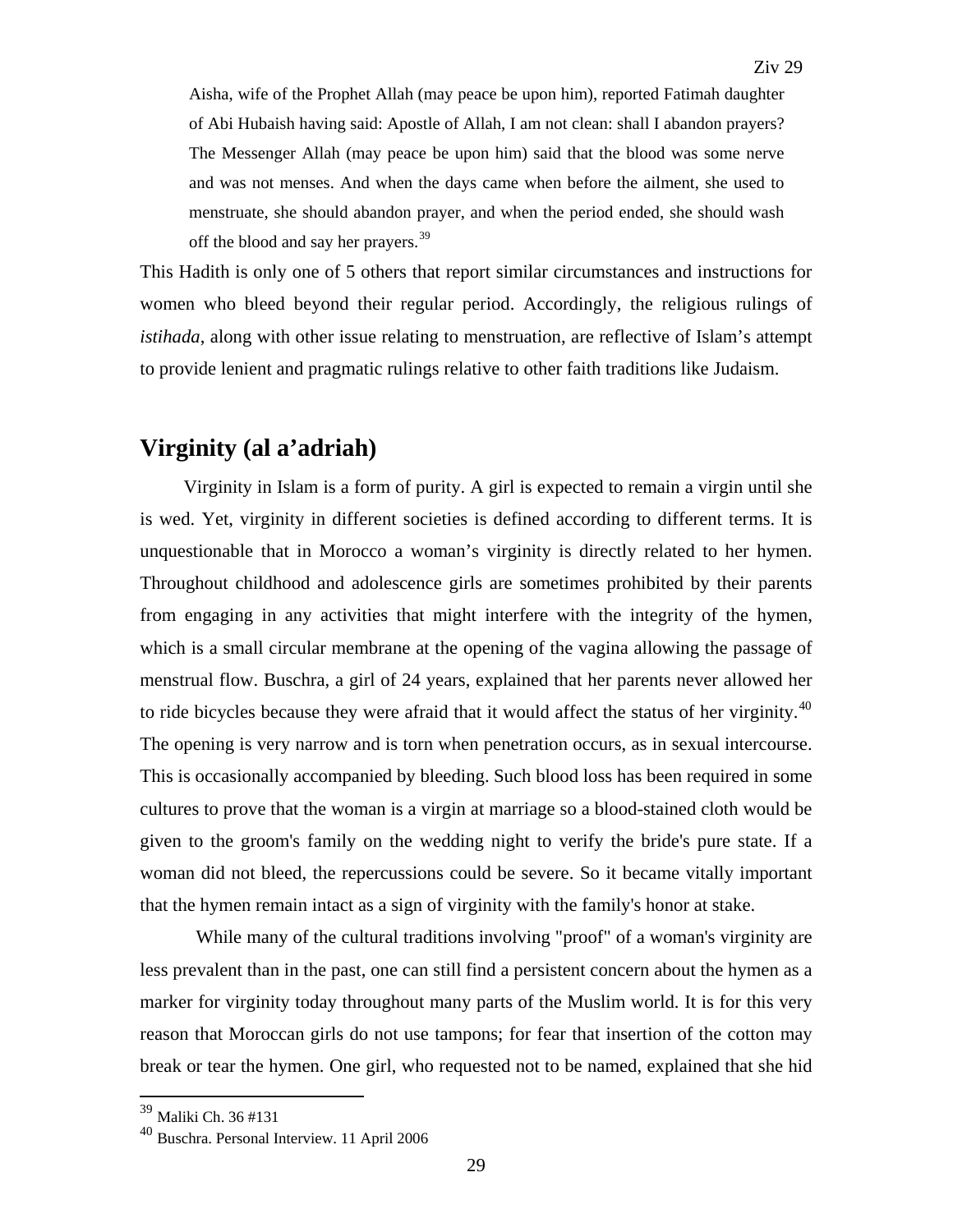> Aisha, wife of the Prophet Allah (may peace be upon him), reported Fatimah daughter of Abi Hubaish having said: Apostle of Allah, I am not clean: shall I abandon prayers? The Messenger Allah (may peace be upon him) said that the blood was some nerve and was not menses. And when the days came when before the ailment, she used to menstruate, she should abandon prayer, and when the period ended, she should wash off the blood and say her prayers.[39]

This Hadith is only one of 5 others that report similar circumstances and instructions for women who bleed beyond their regular period. Accordingly, the religious rulings of *istihada*, along with other issue relating to menstruation, are reflective of Islam's attempt to provide lenient and pragmatic rulings relative to other faith traditions like Judaism.

## Virginity (al a'adriah)

Virginity in Islam is a form of purity. A girl is expected to remain a virgin until she is wed. Yet, virginity in different societies is defined according to different terms. It is unquestionable that in Morocco a woman's virginity is directly related to her hymen. Throughout childhood and adolescence girls are sometimes prohibited by their parents from engaging in any activities that might interfere with the integrity of the hymen, which is a small circular membrane at the opening of the vagina allowing the passage of menstrual flow. Buschra, a girl of 24 years, explained that her parents never allowed her to ride bicycles because they were afraid that it would affect the status of her virginity.[40] The opening is very narrow and is torn when penetration occurs, as in sexual intercourse. This is occasionally accompanied by bleeding. Such blood loss has been required in some cultures to prove that the woman is a virgin at marriage so a blood-stained cloth would be given to the groom's family on the wedding night to verify the bride's pure state. If a woman did not bleed, the repercussions could be severe. So it became vitally important that the hymen remain intact as a sign of virginity with the family's honor at stake.

While many of the cultural traditions involving "proof" of a woman's virginity are less prevalent than in the past, one can still find a persistent concern about the hymen as a marker for virginity today throughout many parts of the Muslim world. It is for this very reason that Moroccan girls do not use tampons; for fear that insertion of the cotton may break or tear the hymen. One girl, who requested not to be named, explained that she hid

[39] Maliki Ch. 36 #131

[40] Buschra. Personal Interview. 11 April 2006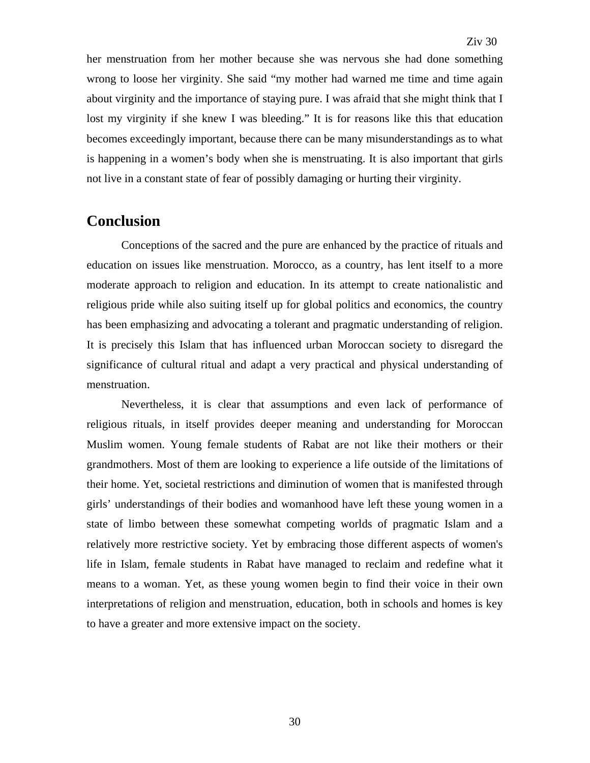her menstruation from her mother because she was nervous she had done something wrong to loose her virginity. She said "my mother had warned me time and time again about virginity and the importance of staying pure. I was afraid that she might think that I lost my virginity if she knew I was bleeding." It is for reasons like this that education becomes exceedingly important, because there can be many misunderstandings as to what is happening in a women's body when she is menstruating. It is also important that girls not live in a constant state of fear of possibly damaging or hurting their virginity.

## Conclusion

Conceptions of the sacred and the pure are enhanced by the practice of rituals and education on issues like menstruation. Morocco, as a country, has lent itself to a more moderate approach to religion and education. In its attempt to create nationalistic and religious pride while also suiting itself up for global politics and economics, the country has been emphasizing and advocating a tolerant and pragmatic understanding of religion. It is precisely this Islam that has influenced urban Moroccan society to disregard the significance of cultural ritual and adapt a very practical and physical understanding of menstruation.

Nevertheless, it is clear that assumptions and even lack of performance of religious rituals, in itself provides deeper meaning and understanding for Moroccan Muslim women. Young female students of Rabat are not like their mothers or their grandmothers. Most of them are looking to experience a life outside of the limitations of their home. Yet, societal restrictions and diminution of women that is manifested through girls' understandings of their bodies and womanhood have left these young women in a state of limbo between these somewhat competing worlds of pragmatic Islam and a relatively more restrictive society. Yet by embracing those different aspects of women's life in Islam, female students in Rabat have managed to reclaim and redefine what it means to a woman. Yet, as these young women begin to find their voice in their own interpretations of religion and menstruation, education, both in schools and homes is key to have a greater and more extensive impact on the society.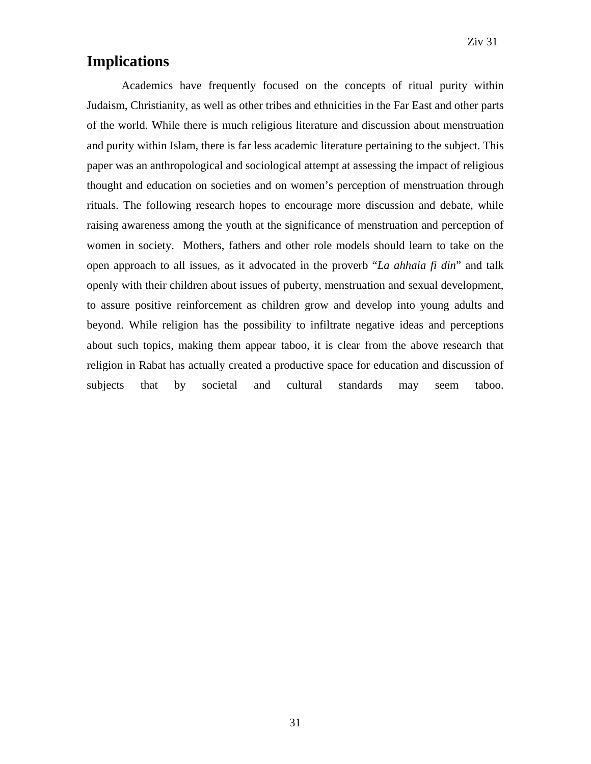## Implications

Academics have frequently focused on the concepts of ritual purity within Judaism, Christianity, as well as other tribes and ethnicities in the Far East and other parts of the world. While there is much religious literature and discussion about menstruation and purity within Islam, there is far less academic literature pertaining to the subject. This paper was an anthropological and sociological attempt at assessing the impact of religious thought and education on societies and on women's perception of menstruation through rituals. The following research hopes to encourage more discussion and debate, while raising awareness among the youth at the significance of menstruation and perception of women in society. Mothers, fathers and other role models should learn to take on the open approach to all issues, as it advocated in the proverb "*La ahhaia fi din*" and talk openly with their children about issues of puberty, menstruation and sexual development, to assure positive reinforcement as children grow and develop into young adults and beyond. While religion has the possibility to infiltrate negative ideas and perceptions about such topics, making them appear taboo, it is clear from the above research that religion in Rabat has actually created a productive space for education and discussion of subjects that by societal and cultural standards may seem taboo.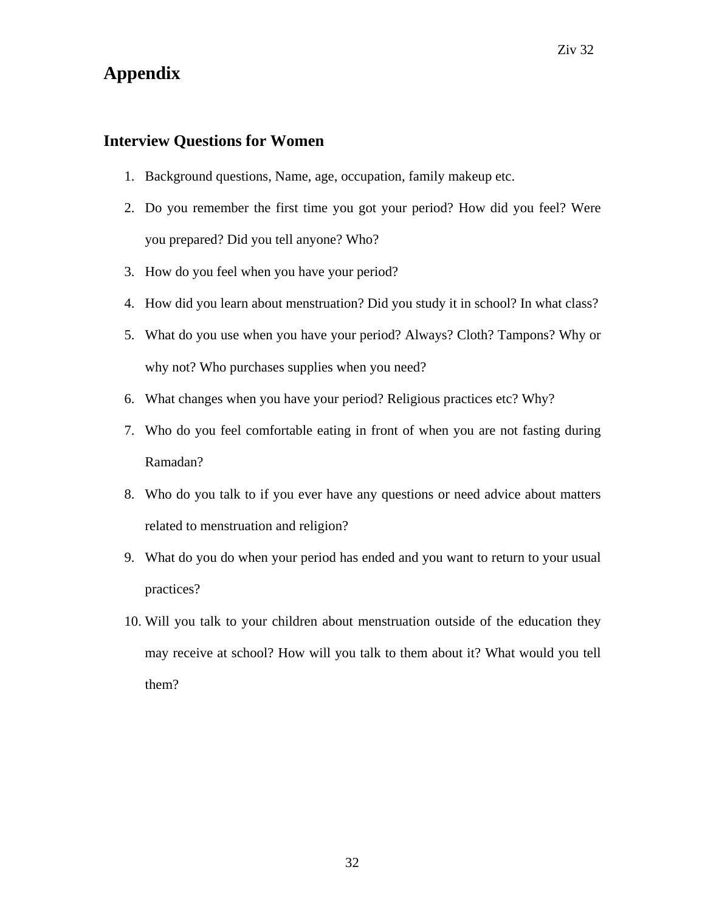# Appendix

## Interview Questions for Women

1. Background questions, Name, age, occupation, family makeup etc.
2. Do you remember the first time you got your period? How did you feel? Were you prepared? Did you tell anyone? Who?
3. How do you feel when you have your period?
4. How did you learn about menstruation? Did you study it in school? In what class?
5. What do you use when you have your period? Always? Cloth? Tampons? Why or why not? Who purchases supplies when you need?
6. What changes when you have your period? Religious practices etc? Why?
7. Who do you feel comfortable eating in front of when you are not fasting during Ramadan?
8. Who do you talk to if you ever have any questions or need advice about matters related to menstruation and religion?
9. What do you do when your period has ended and you want to return to your usual practices?
10. Will you talk to your children about menstruation outside of the education they may receive at school? How will you talk to them about it? What would you tell them?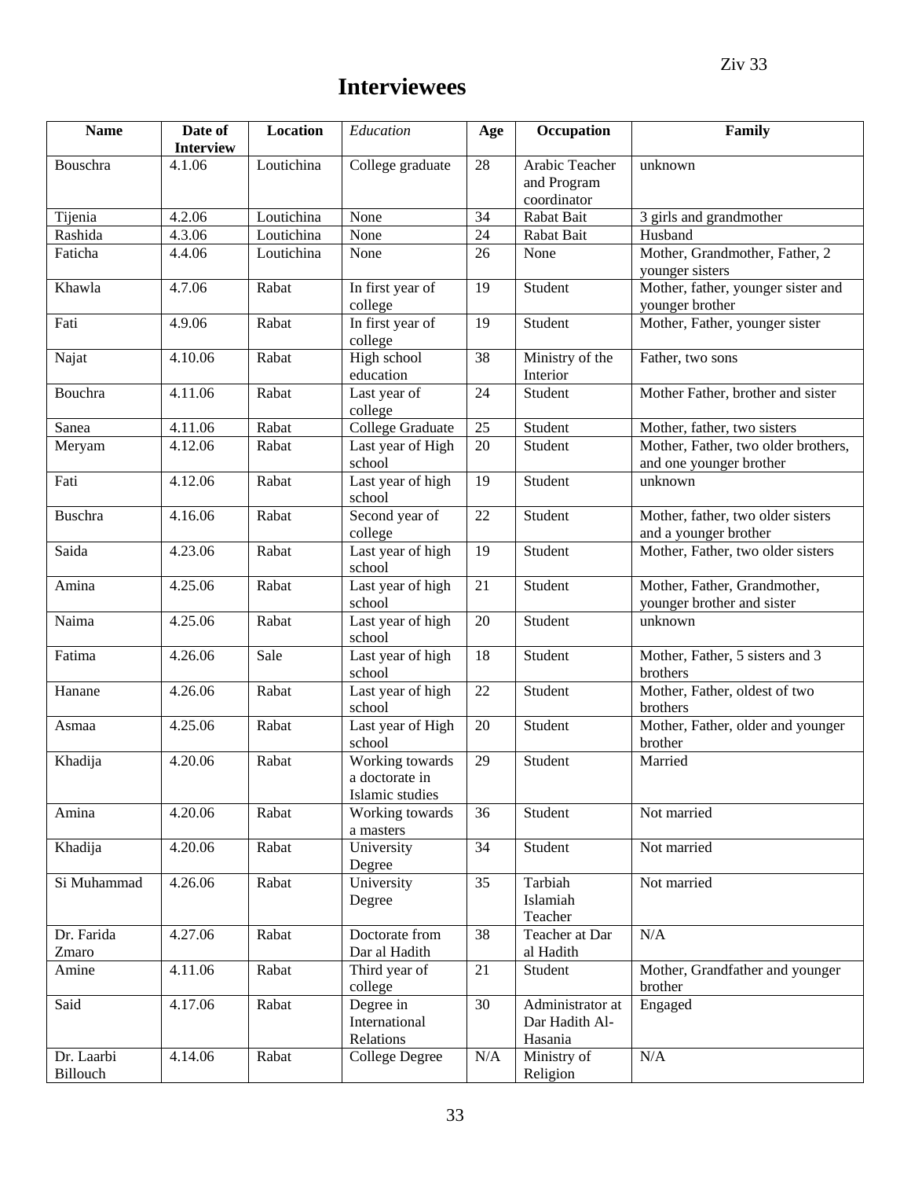# Interviewees

| Name | Date of Interview | Location | *Education* | Age | Occupation | Family |
|---|---|---|---|---|---|---|
| Bouschra | 4.1.06 | Loutichina | College graduate | 28 | Arabic Teacher and Program coordinator | unknown |
| Tijenia | 4.2.06 | Loutichina | None | 34 | Rabat Bait | 3 girls and grandmother |
| Rashida | 4.3.06 | Loutichina | None | 24 | Rabat Bait | Husband |
| Faticha | 4.4.06 | Loutichina | None | 26 | None | Mother, Grandmother, Father, 2 younger sisters |
| Khawla | 4.7.06 | Rabat | In first year of college | 19 | Student | Mother, father, younger sister and younger brother |
| Fati | 4.9.06 | Rabat | In first year of college | 19 | Student | Mother, Father, younger sister |
| Najat | 4.10.06 | Rabat | High school education | 38 | Ministry of the Interior | Father, two sons |
| Bouchra | 4.11.06 | Rabat | Last year of college | 24 | Student | Mother Father, brother and sister |
| Sanea | 4.11.06 | Rabat | College Graduate | 25 | Student | Mother, father, two sisters |
| Meryam | 4.12.06 | Rabat | Last year of High school | 20 | Student | Mother, Father, two older brothers, and one younger brother |
| Fati | 4.12.06 | Rabat | Last year of high school | 19 | Student | unknown |
| Buschra | 4.16.06 | Rabat | Second year of college | 22 | Student | Mother, father, two older sisters and a younger brother |
| Saida | 4.23.06 | Rabat | Last year of high school | 19 | Student | Mother, Father, two older sisters |
| Amina | 4.25.06 | Rabat | Last year of high school | 21 | Student | Mother, Father, Grandmother, younger brother and sister |
| Naima | 4.25.06 | Rabat | Last year of high school | 20 | Student | unknown |
| Fatima | 4.26.06 | Sale | Last year of high school | 18 | Student | Mother, Father, 5 sisters and 3 brothers |
| Hanane | 4.26.06 | Rabat | Last year of high school | 22 | Student | Mother, Father, oldest of two brothers |
| Asmaa | 4.25.06 | Rabat | Last year of High school | 20 | Student | Mother, Father, older and younger brother |
| Khadija | 4.20.06 | Rabat | Working towards a doctorate in Islamic studies | 29 | Student | Married |
| Amina | 4.20.06 | Rabat | Working towards a masters | 36 | Student | Not married |
| Khadija | 4.20.06 | Rabat | University Degree | 34 | Student | Not married |
| Si Muhammad | 4.26.06 | Rabat | University Degree | 35 | Tarbiah Islamiah Teacher | Not married |
| Dr. Farida Zmaro | 4.27.06 | Rabat | Doctorate from Dar al Hadith | 38 | Teacher at Dar al Hadith | N/A |
| Amine | 4.11.06 | Rabat | Third year of college | 21 | Student | Mother, Grandfather and younger brother |
| Said | 4.17.06 | Rabat | Degree in International Relations | 30 | Administrator at Dar Hadith Al-Hasania | Engaged |
| Dr. Laarbi Billouch | 4.14.06 | Rabat | College Degree | N/A | Ministry of Religion | N/A |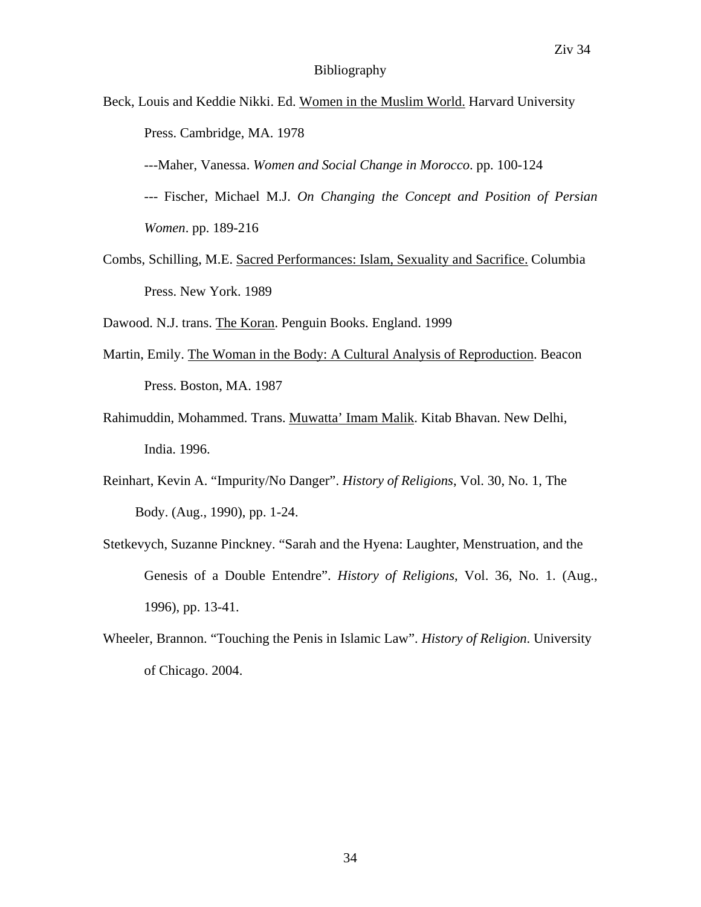# Bibliography

Beck, Louis and Keddie Nikki. Ed. <u>Women in the Muslim World.</u> Harvard University Press. Cambridge, MA. 1978

---Maher, Vanessa. *Women and Social Change in Morocco*. pp. 100-124

--- Fischer, Michael M.J. *On Changing the Concept and Position of Persian Women*. pp. 189-216

Combs, Schilling, M.E. <u>Sacred Performances: Islam, Sexuality and Sacrifice.</u> Columbia Press. New York. 1989

Dawood. N.J. trans. <u>The Koran</u>. Penguin Books. England. 1999

Martin, Emily. <u>The Woman in the Body: A Cultural Analysis of Reproduction</u>. Beacon Press. Boston, MA. 1987

Rahimuddin, Mohammed. Trans. <u>Muwatta' Imam Malik</u>. Kitab Bhavan. New Delhi, India. 1996.

Reinhart, Kevin A. "Impurity/No Danger". *History of Religions*, Vol. 30, No. 1, The Body. (Aug., 1990), pp. 1-24.

Stetkevych, Suzanne Pinckney. "Sarah and the Hyena: Laughter, Menstruation, and the Genesis of a Double Entendre". *History of Religions*, Vol. 36, No. 1. (Aug., 1996), pp. 13-41.

Wheeler, Brannon. "Touching the Penis in Islamic Law". *History of Religion*. University of Chicago. 2004.